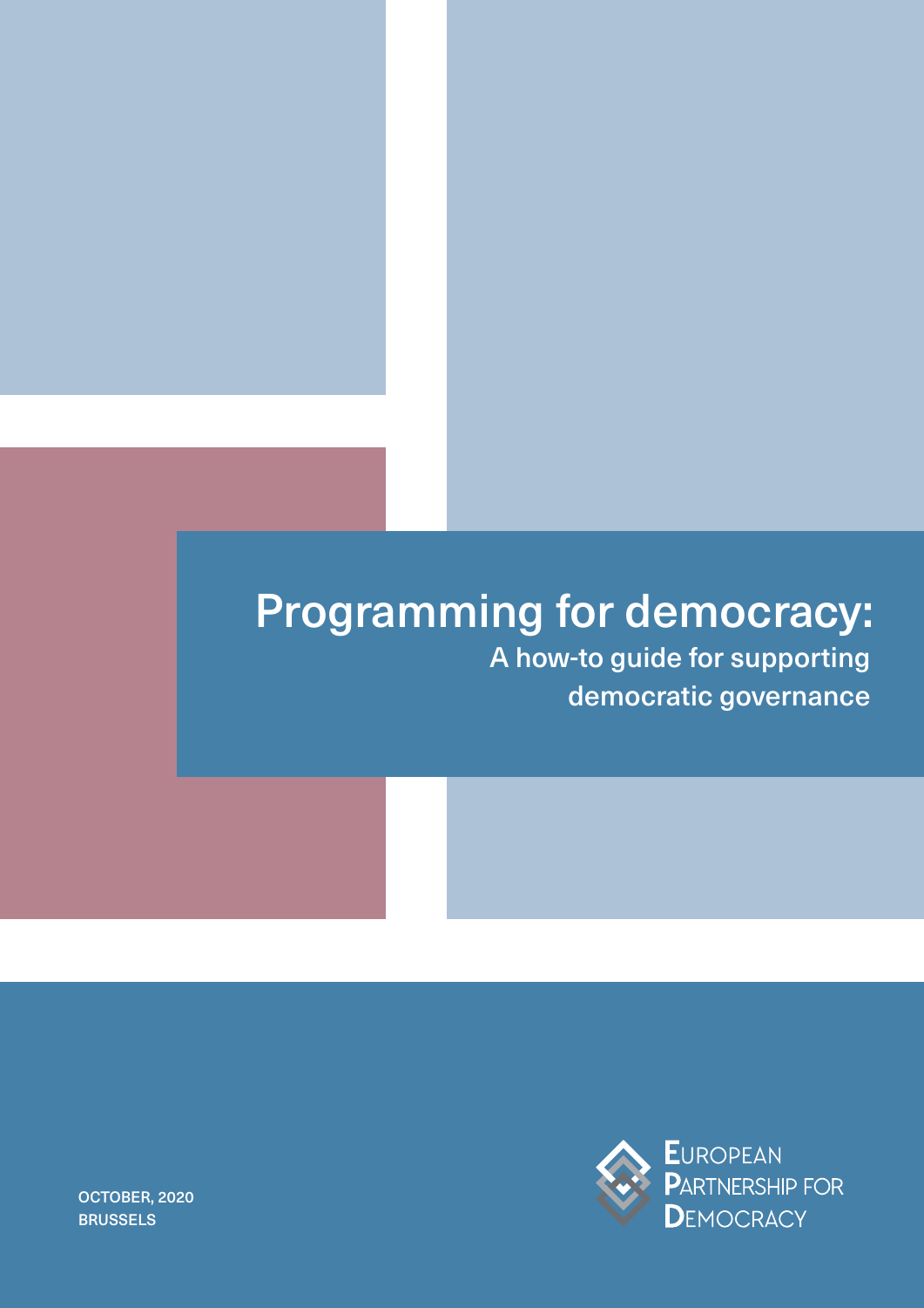# Programming for democracy:

## A how-to guide for supporting democratic governance

OCTOBER, 2020
BRUSSELS

EUROPEAN PARTNERSHIP FOR DEMOCRACY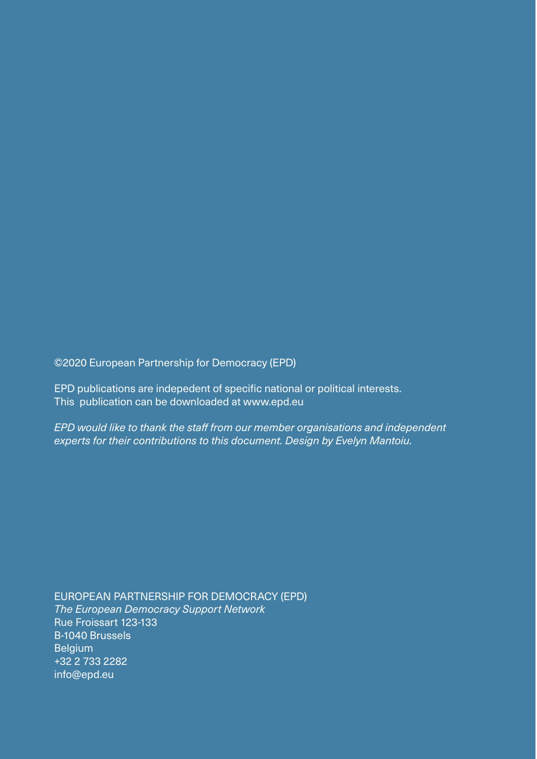©2020 European Partnership for Democracy (EPD)

EPD publications are indepedent of specific national or political interests.
This publication can be downloaded at www.epd.eu

*EPD would like to thank the staff from our member organisations and independent experts for their contributions to this document. Design by Evelyn Mantoiu.*

EUROPEAN PARTNERSHIP FOR DEMOCRACY (EPD)
*The European Democracy Support Network*
Rue Froissart 123-133
B-1040 Brussels
Belgium
+32 2 733 2282
info@epd.eu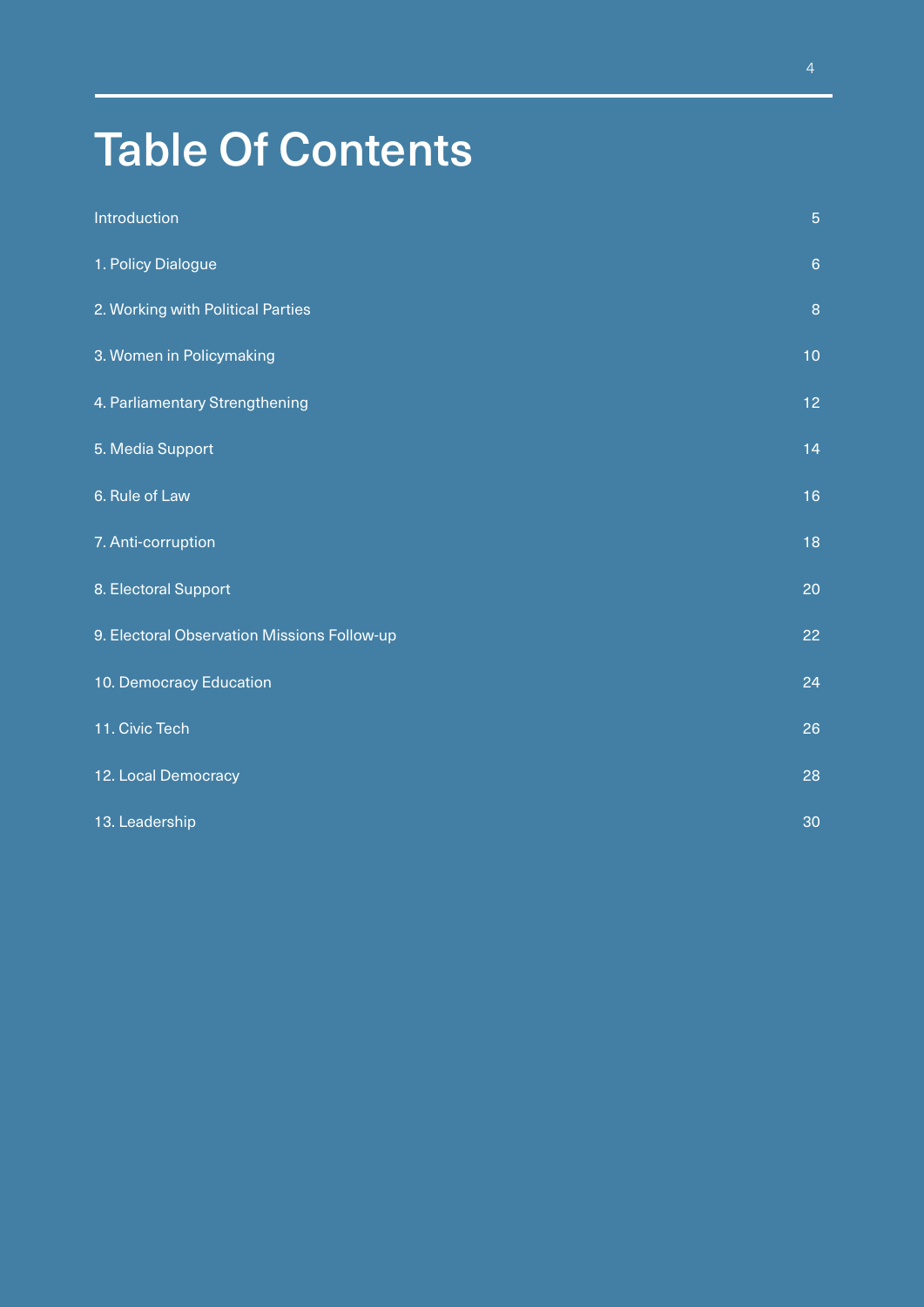# Table Of Contents

| | |
|---|---|
| Introduction | 5 |
| 1. Policy Dialogue | 6 |
| 2. Working with Political Parties | 8 |
| 3. Women in Policymaking | 10 |
| 4. Parliamentary Strengthening | 12 |
| 5. Media Support | 14 |
| 6. Rule of Law | 16 |
| 7. Anti-corruption | 18 |
| 8. Electoral Support | 20 |
| 9. Electoral Observation Missions Follow-up | 22 |
| 10. Democracy Education | 24 |
| 11. Civic Tech | 26 |
| 12. Local Democracy | 28 |
| 13. Leadership | 30 |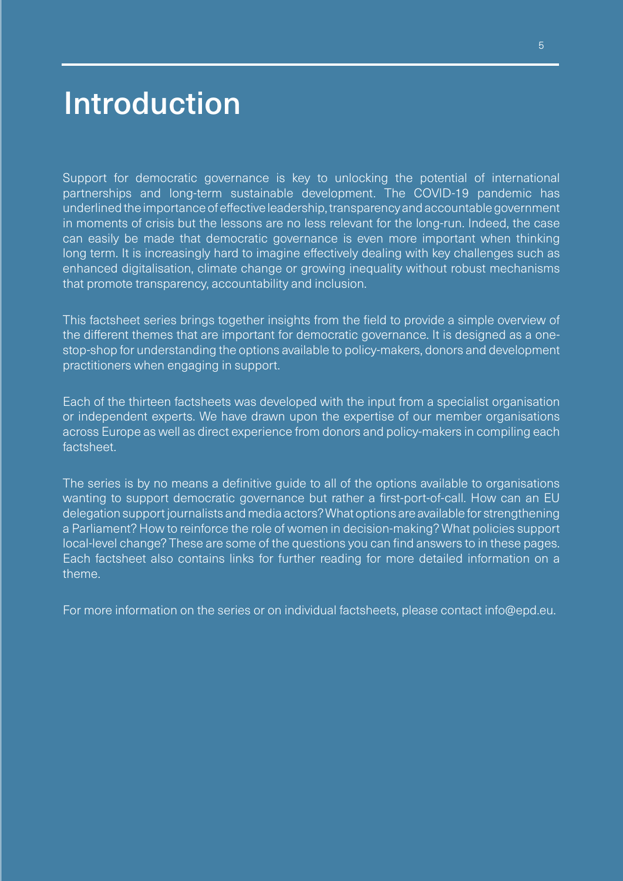# Introduction

Support for democratic governance is key to unlocking the potential of international partnerships and long-term sustainable development. The COVID-19 pandemic has underlined the importance of effective leadership, transparency and accountable government in moments of crisis but the lessons are no less relevant for the long-run. Indeed, the case can easily be made that democratic governance is even more important when thinking long term. It is increasingly hard to imagine effectively dealing with key challenges such as enhanced digitalisation, climate change or growing inequality without robust mechanisms that promote transparency, accountability and inclusion.

This factsheet series brings together insights from the field to provide a simple overview of the different themes that are important for democratic governance. It is designed as a one-stop-shop for understanding the options available to policy-makers, donors and development practitioners when engaging in support.

Each of the thirteen factsheets was developed with the input from a specialist organisation or independent experts. We have drawn upon the expertise of our member organisations across Europe as well as direct experience from donors and policy-makers in compiling each factsheet.

The series is by no means a definitive guide to all of the options available to organisations wanting to support democratic governance but rather a first-port-of-call. How can an EU delegation support journalists and media actors? What options are available for strengthening a Parliament? How to reinforce the role of women in decision-making? What policies support local-level change? These are some of the questions you can find answers to in these pages. Each factsheet also contains links for further reading for more detailed information on a theme.

For more information on the series or on individual factsheets, please contact info@epd.eu.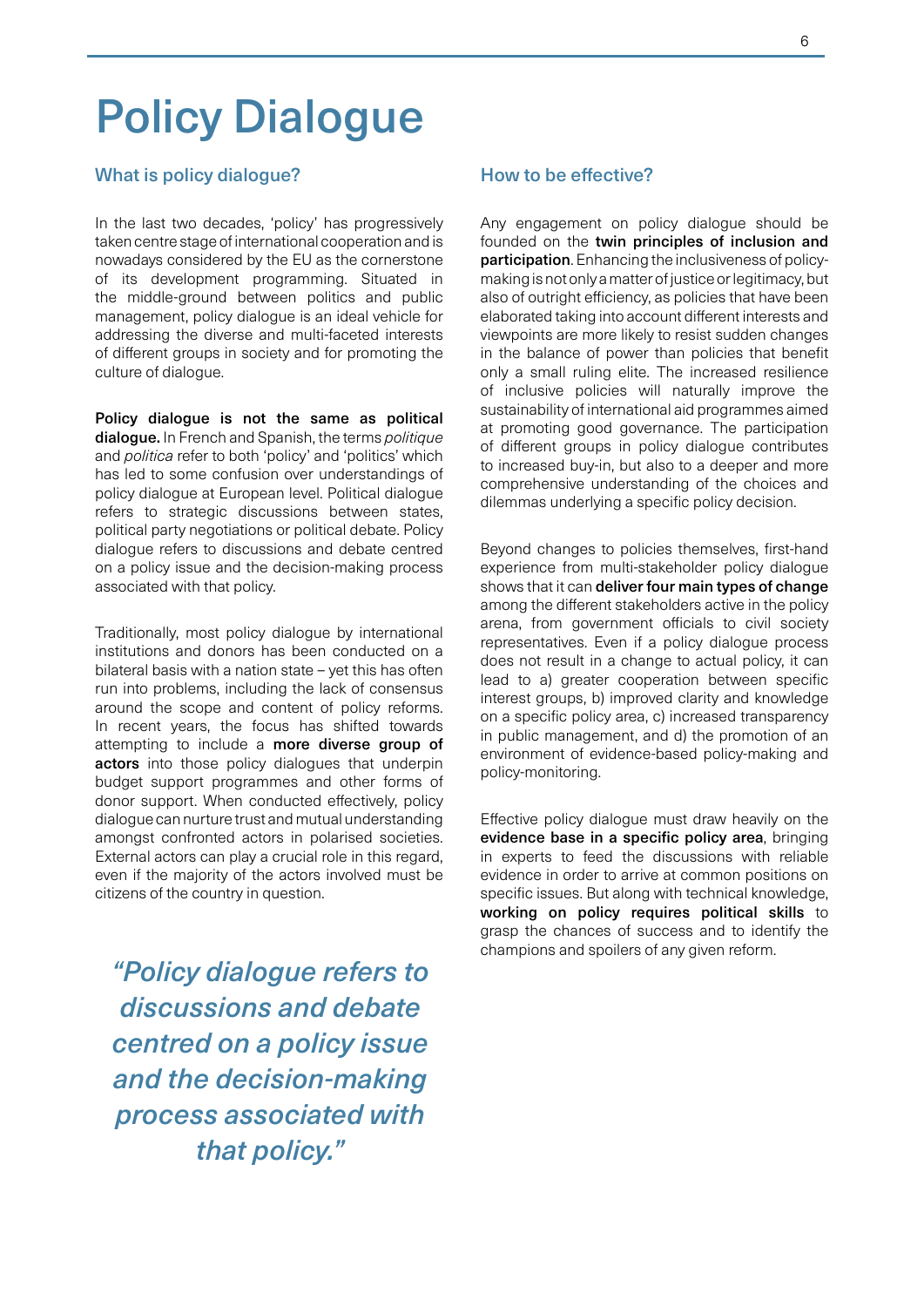# Policy Dialogue

## What is policy dialogue?

In the last two decades, 'policy' has progressively taken centre stage of international cooperation and is nowadays considered by the EU as the cornerstone of its development programming. Situated in the middle-ground between politics and public management, policy dialogue is an ideal vehicle for addressing the diverse and multi-faceted interests of different groups in society and for promoting the culture of dialogue.

**Policy dialogue is not the same as political dialogue.** In French and Spanish, the terms *politique* and *politica* refer to both 'policy' and 'politics' which has led to some confusion over understandings of policy dialogue at European level. Political dialogue refers to strategic discussions between states, political party negotiations or political debate. Policy dialogue refers to discussions and debate centred on a policy issue and the decision-making process associated with that policy.

Traditionally, most policy dialogue by international institutions and donors has been conducted on a bilateral basis with a nation state – yet this has often run into problems, including the lack of consensus around the scope and content of policy reforms. In recent years, the focus has shifted towards attempting to include a **more diverse group of actors** into those policy dialogues that underpin budget support programmes and other forms of donor support. When conducted effectively, policy dialogue can nurture trust and mutual understanding amongst confronted actors in polarised societies. External actors can play a crucial role in this regard, even if the majority of the actors involved must be citizens of the country in question.

*"Policy dialogue refers to discussions and debate centred on a policy issue and the decision-making process associated with that policy."*

## How to be effective?

Any engagement on policy dialogue should be founded on the **twin principles of inclusion and participation**. Enhancing the inclusiveness of policy-making is not only a matter of justice or legitimacy, but also of outright efficiency, as policies that have been elaborated taking into account different interests and viewpoints are more likely to resist sudden changes in the balance of power than policies that benefit only a small ruling elite. The increased resilience of inclusive policies will naturally improve the sustainability of international aid programmes aimed at promoting good governance. The participation of different groups in policy dialogue contributes to increased buy-in, but also to a deeper and more comprehensive understanding of the choices and dilemmas underlying a specific policy decision.

Beyond changes to policies themselves, first-hand experience from multi-stakeholder policy dialogue shows that it can **deliver four main types of change** among the different stakeholders active in the policy arena, from government officials to civil society representatives. Even if a policy dialogue process does not result in a change to actual policy, it can lead to a) greater cooperation between specific interest groups, b) improved clarity and knowledge on a specific policy area, c) increased transparency in public management, and d) the promotion of an environment of evidence-based policy-making and policy-monitoring.

Effective policy dialogue must draw heavily on the **evidence base in a specific policy area**, bringing in experts to feed the discussions with reliable evidence in order to arrive at common positions on specific issues. But along with technical knowledge, **working on policy requires political skills** to grasp the chances of success and to identify the champions and spoilers of any given reform.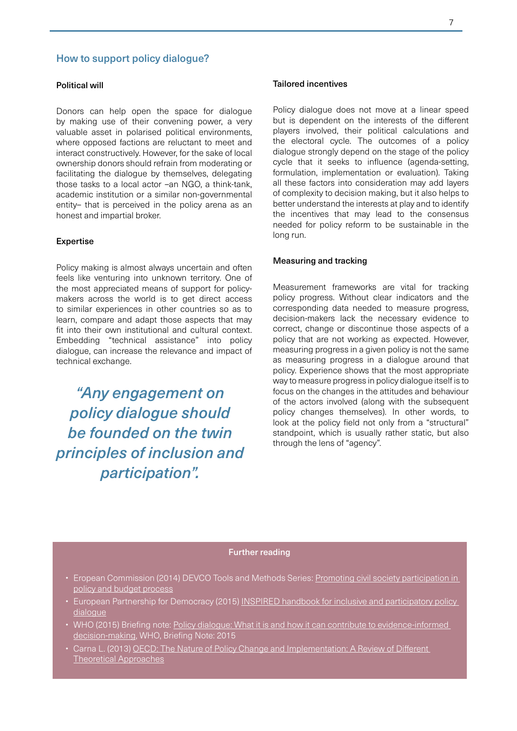## How to support policy dialogue?

### Political will

Donors can help open the space for dialogue by making use of their convening power, a very valuable asset in polarised political environments, where opposed factions are reluctant to meet and interact constructively. However, for the sake of local ownership donors should refrain from moderating or facilitating the dialogue by themselves, delegating those tasks to a local actor –an NGO, a think-tank, academic institution or a similar non-governmental entity– that is perceived in the policy arena as an honest and impartial broker.

### Expertise

Policy making is almost always uncertain and often feels like venturing into unknown territory. One of the most appreciated means of support for policy-makers across the world is to get direct access to similar experiences in other countries so as to learn, compare and adapt those aspects that may fit into their own institutional and cultural context. Embedding "technical assistance" into policy dialogue, can increase the relevance and impact of technical exchange.

> *"Any engagement on policy dialogue should be founded on the twin principles of inclusion and participation".*

### Tailored incentives

Policy dialogue does not move at a linear speed but is dependent on the interests of the different players involved, their political calculations and the electoral cycle. The outcomes of a policy dialogue strongly depend on the stage of the policy cycle that it seeks to influence (agenda-setting, formulation, implementation or evaluation). Taking all these factors into consideration may add layers of complexity to decision making, but it also helps to better understand the interests at play and to identify the incentives that may lead to the consensus needed for policy reform to be sustainable in the long run.

### Measuring and tracking

Measurement frameworks are vital for tracking policy progress. Without clear indicators and the corresponding data needed to measure progress, decision-makers lack the necessary evidence to correct, change or discontinue those aspects of a policy that are not working as expected. However, measuring progress in a given policy is not the same as measuring progress in a dialogue around that policy. Experience shows that the most appropriate way to measure progress in policy dialogue itself is to focus on the changes in the attitudes and behaviour of the actors involved (along with the subsequent policy changes themselves). In other words, to look at the policy field not only from a "structural" standpoint, which is usually rather static, but also through the lens of "agency".

**Further reading**

- Eropean Commission (2014) DEVCO Tools and Methods Series: Promoting civil society participation in policy and budget process
- European Partnership for Democracy (2015) INSPIRED handbook for inclusive and participatory policy dialogue
- WHO (2015) Briefing note: Policy dialogue: What it is and how it can contribute to evidence-informed decision-making, WHO, Briefing Note: 2015
- Carna L. (2013) OECD: The Nature of Policy Change and Implementation: A Review of Different Theoretical Approaches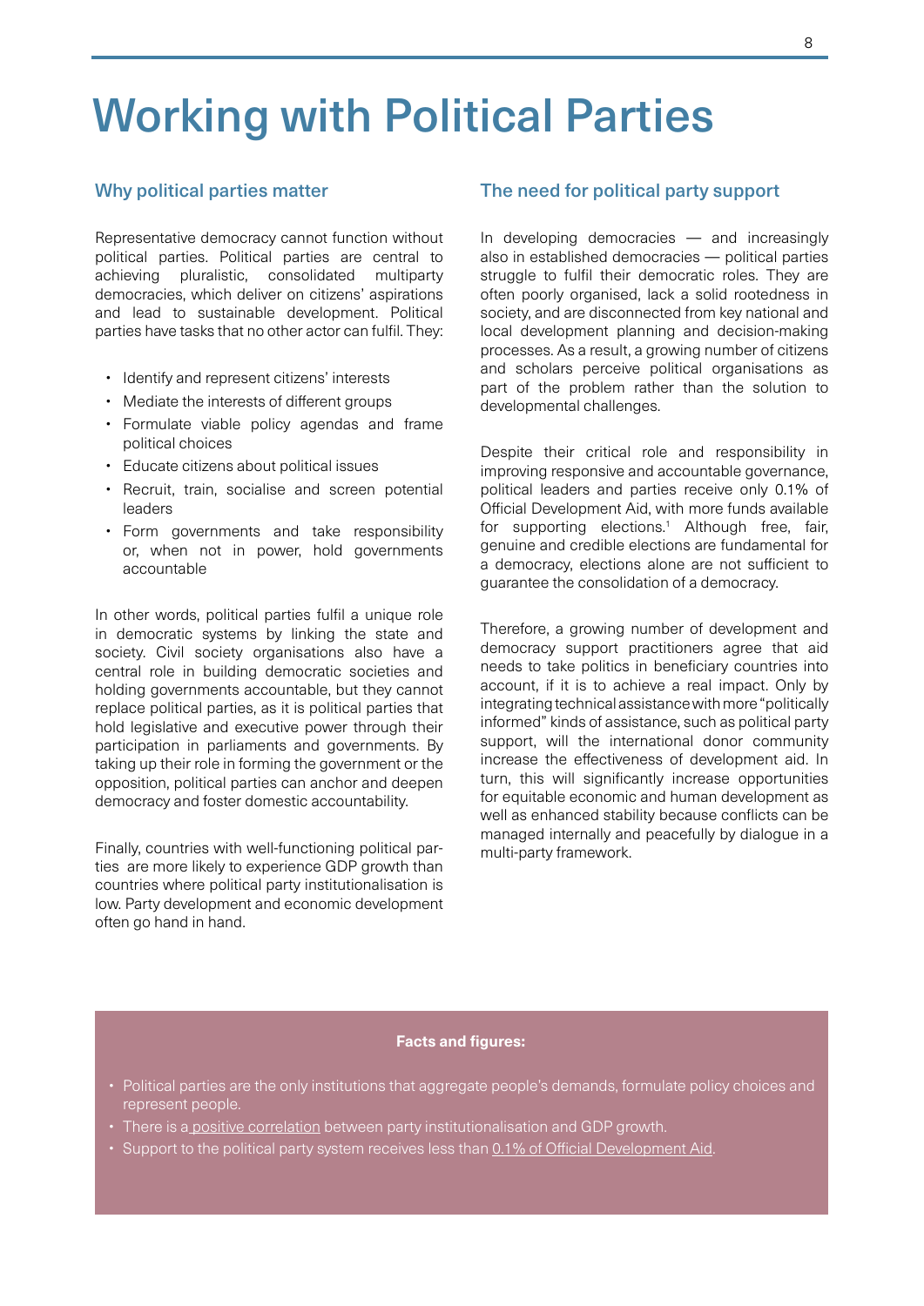# Working with Political Parties

## Why political parties matter

Representative democracy cannot function without political parties. Political parties are central to achieving pluralistic, consolidated multiparty democracies, which deliver on citizens' aspirations and lead to sustainable development. Political parties have tasks that no other actor can fulfil. They:

- Identify and represent citizens' interests
- Mediate the interests of different groups
- Formulate viable policy agendas and frame political choices
- Educate citizens about political issues
- Recruit, train, socialise and screen potential leaders
- Form governments and take responsibility or, when not in power, hold governments accountable

In other words, political parties fulfil a unique role in democratic systems by linking the state and society. Civil society organisations also have a central role in building democratic societies and holding governments accountable, but they cannot replace political parties, as it is political parties that hold legislative and executive power through their participation in parliaments and governments. By taking up their role in forming the government or the opposition, political parties can anchor and deepen democracy and foster domestic accountability.

Finally, countries with well-functioning political parties are more likely to experience GDP growth than countries where political party institutionalisation is low. Party development and economic development often go hand in hand.

## The need for political party support

In developing democracies — and increasingly also in established democracies — political parties struggle to fulfil their democratic roles. They are often poorly organised, lack a solid rootedness in society, and are disconnected from key national and local development planning and decision-making processes. As a result, a growing number of citizens and scholars perceive political organisations as part of the problem rather than the solution to developmental challenges.

Despite their critical role and responsibility in improving responsive and accountable governance, political leaders and parties receive only 0.1% of Official Development Aid, with more funds available for supporting elections.[1] Although free, fair, genuine and credible elections are fundamental for a democracy, elections alone are not sufficient to guarantee the consolidation of a democracy.

Therefore, a growing number of development and democracy support practitioners agree that aid needs to take politics in beneficiary countries into account, if it is to achieve a real impact. Only by integrating technical assistance with more "politically informed" kinds of assistance, such as political party support, will the international donor community increase the effectiveness of development aid. In turn, this will significantly increase opportunities for equitable economic and human development as well as enhanced stability because conflicts can be managed internally and peacefully by dialogue in a multi-party framework.

**Facts and figures:**

- Political parties are the only institutions that aggregate people's demands, formulate policy choices and represent people.
- There is a positive correlation between party institutionalisation and GDP growth.
- Support to the political party system receives less than 0.1% of Official Development Aid.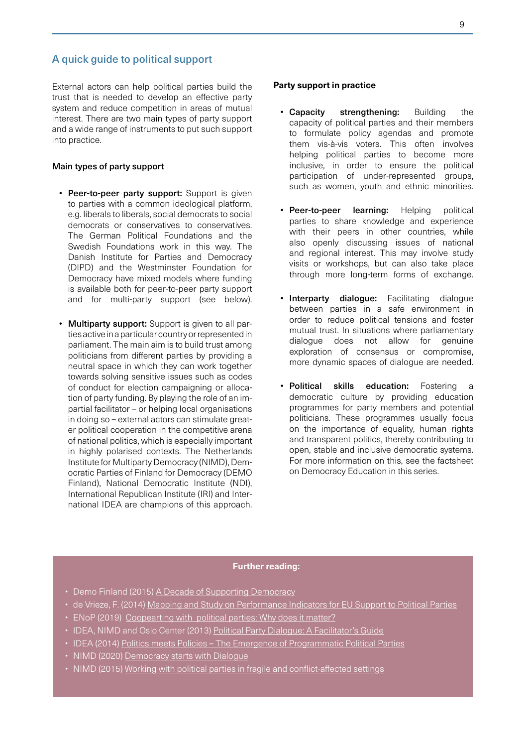## A quick guide to political support

External actors can help political parties build the trust that is needed to develop an effective party system and reduce competition in areas of mutual interest. There are two main types of party support and a wide range of instruments to put such support into practice.

### Main types of party support

- **Peer-to-peer party support:** Support is given to parties with a common ideological platform, e.g. liberals to liberals, social democrats to social democrats or conservatives to conservatives. The German Political Foundations and the Swedish Foundations work in this way. The Danish Institute for Parties and Democracy (DIPD) and the Westminster Foundation for Democracy have mixed models where funding is available both for peer-to-peer party support and for multi-party support (see below).

- **Multiparty support:** Support is given to all parties active in a particular country or represented in parliament. The main aim is to build trust among politicians from different parties by providing a neutral space in which they can work together towards solving sensitive issues such as codes of conduct for election campaigning or allocation of party funding. By playing the role of an impartial facilitator – or helping local organisations in doing so – external actors can stimulate greater political cooperation in the competitive arena of national politics, which is especially important in highly polarised contexts. The Netherlands Institute for Multiparty Democracy (NIMD), Democratic Parties of Finland for Democracy (DEMO Finland), National Democratic Institute (NDI), International Republican Institute (IRI) and International IDEA are champions of this approach.

### Party support in practice

- **Capacity strengthening:** Building the capacity of political parties and their members to formulate policy agendas and promote them vis-à-vis voters. This often involves helping political parties to become more inclusive, in order to ensure the political participation of under-represented groups, such as women, youth and ethnic minorities.

- **Peer-to-peer learning:** Helping political parties to share knowledge and experience with their peers in other countries, while also openly discussing issues of national and regional interest. This may involve study visits or workshops, but can also take place through more long-term forms of exchange.

- **Interparty dialogue:** Facilitating dialogue between parties in a safe environment in order to reduce political tensions and foster mutual trust. In situations where parliamentary dialogue does not allow for genuine exploration of consensus or compromise, more dynamic spaces of dialogue are needed.

- **Political skills education:** Fostering a democratic culture by providing education programmes for party members and potential politicians. These programmes usually focus on the importance of equality, human rights and transparent politics, thereby contributing to open, stable and inclusive democratic systems. For more information on this, see the factsheet on Democracy Education in this series.

**Further reading:**

- Demo Finland (2015) A Decade of Supporting Democracy
- de Vrieze, F. (2014) Mapping and Study on Performance Indicators for EU Support to Political Parties
- ENoP (2019) Coopearting with political parties: Why does it matter?
- IDEA, NIMD and Oslo Center (2013) Political Party Dialogue: A Facilitator's Guide
- IDEA (2014) Politics meets Policies – The Emergence of Programmatic Political Parties
- NIMD (2020) Democracy starts with Dialogue
- NIMD (2015) Working with political parties in fragile and conflict-affected settings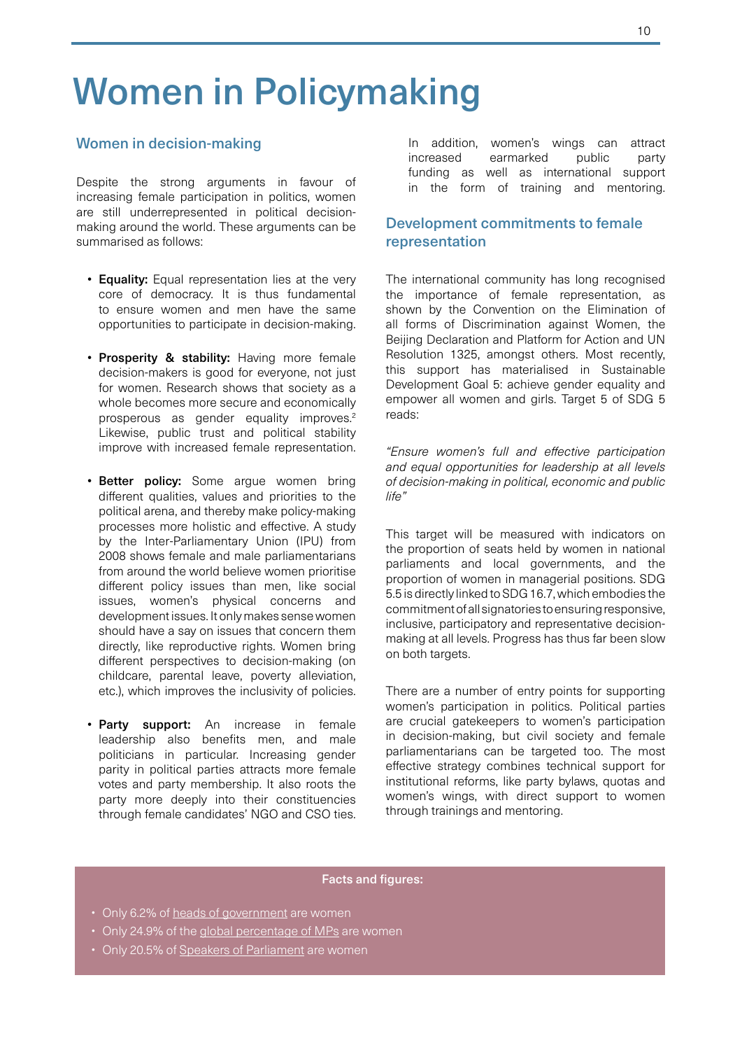# Women in Policymaking

## Women in decision-making

Despite the strong arguments in favour of increasing female participation in politics, women are still underrepresented in political decision-making around the world. These arguments can be summarised as follows:

- **Equality:** Equal representation lies at the very core of democracy. It is thus fundamental to ensure women and men have the same opportunities to participate in decision-making.
- **Prosperity & stability:** Having more female decision-makers is good for everyone, not just for women. Research shows that society as a whole becomes more secure and economically prosperous as gender equality improves.[2] Likewise, public trust and political stability improve with increased female representation.
- **Better policy:** Some argue women bring different qualities, values and priorities to the political arena, and thereby make policy-making processes more holistic and effective. A study by the Inter-Parliamentary Union (IPU) from 2008 shows female and male parliamentarians from around the world believe women prioritise different policy issues than men, like social issues, women's physical concerns and development issues. It only makes sense women should have a say on issues that concern them directly, like reproductive rights. Women bring different perspectives to decision-making (on childcare, parental leave, poverty alleviation, etc.), which improves the inclusivity of policies.
- **Party support:** An increase in female leadership also benefits men, and male politicians in particular. Increasing gender parity in political parties attracts more female votes and party membership. It also roots the party more deeply into their constituencies through female candidates' NGO and CSO ties. In addition, women's wings can attract increased earmarked public party funding as well as international support in the form of training and mentoring.

## Development commitments to female representation

The international community has long recognised the importance of female representation, as shown by the Convention on the Elimination of all forms of Discrimination against Women, the Beijing Declaration and Platform for Action and UN Resolution 1325, amongst others. Most recently, this support has materialised in Sustainable Development Goal 5: achieve gender equality and empower all women and girls. Target 5 of SDG 5 reads:

*"Ensure women's full and effective participation and equal opportunities for leadership at all levels of decision-making in political, economic and public life"*

This target will be measured with indicators on the proportion of seats held by women in national parliaments and local governments, and the proportion of women in managerial positions. SDG 5.5 is directly linked to SDG 16.7, which embodies the commitment of all signatories to ensuring responsive, inclusive, participatory and representative decision-making at all levels. Progress has thus far been slow on both targets.

There are a number of entry points for supporting women's participation in politics. Political parties are crucial gatekeepers to women's participation in decision-making, but civil society and female parliamentarians can be targeted too. The most effective strategy combines technical support for institutional reforms, like party bylaws, quotas and women's wings, with direct support to women through trainings and mentoring.

**Facts and figures:**

- Only 6.2% of heads of government are women
- Only 24.9% of the global percentage of MPs are women
- Only 20.5% of Speakers of Parliament are women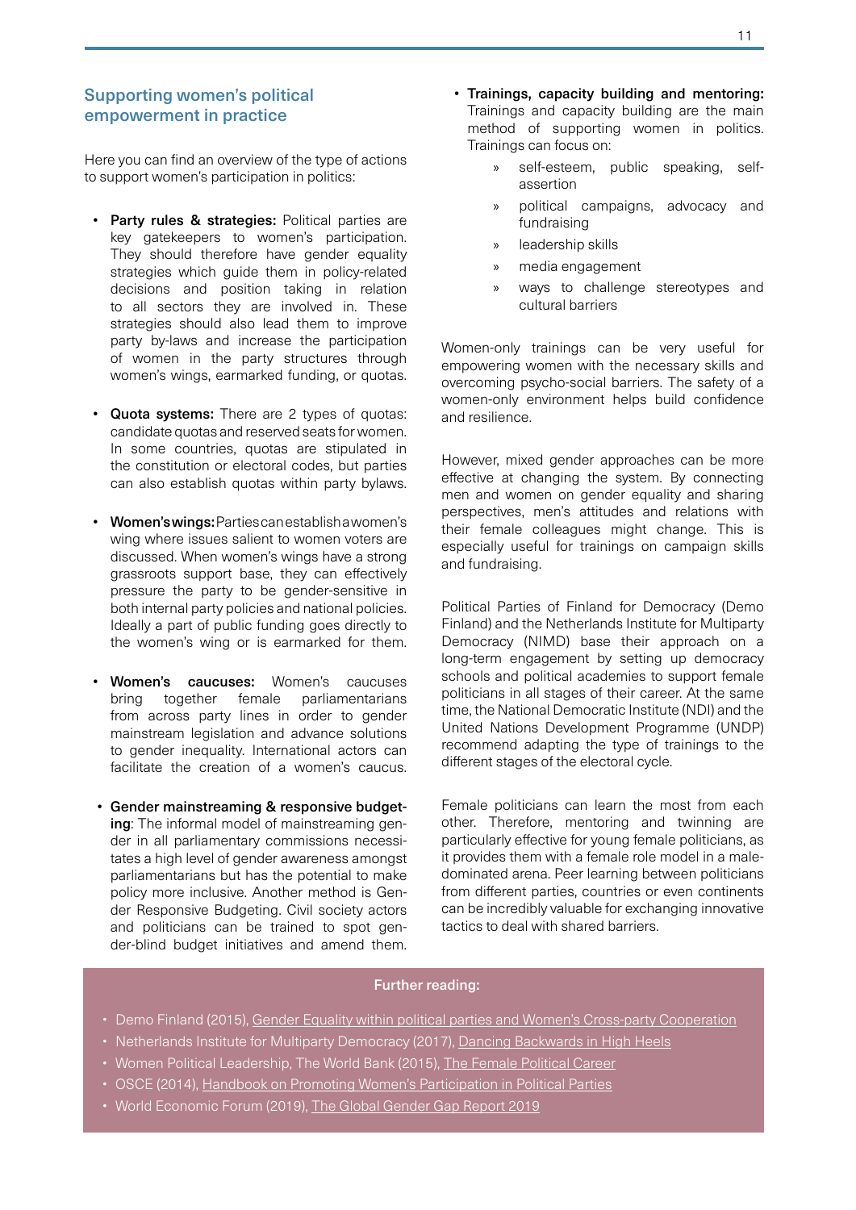## Supporting women's political empowerment in practice

Here you can find an overview of the type of actions to support women's participation in politics:

- **Party rules & strategies:** Political parties are key gatekeepers to women's participation. They should therefore have gender equality strategies which guide them in policy-related decisions and position taking in relation to all sectors they are involved in. These strategies should also lead them to improve party by-laws and increase the participation of women in the party structures through women's wings, earmarked funding, or quotas.
- **Quota systems:** There are 2 types of quotas: candidate quotas and reserved seats for women. In some countries, quotas are stipulated in the constitution or electoral codes, but parties can also establish quotas within party bylaws.
- **Women's wings:** Parties can establish a women's wing where issues salient to women voters are discussed. When women's wings have a strong grassroots support base, they can effectively pressure the party to be gender-sensitive in both internal party policies and national policies. Ideally a part of public funding goes directly to the women's wing or is earmarked for them.
- **Women's caucuses:** Women's caucuses bring together female parliamentarians from across party lines in order to gender mainstream legislation and advance solutions to gender inequality. International actors can facilitate the creation of a women's caucus.
- **Gender mainstreaming & responsive budgeting**: The informal model of mainstreaming gender in all parliamentary commissions necessitates a high level of gender awareness amongst parliamentarians but has the potential to make policy more inclusive. Another method is Gender Responsive Budgeting. Civil society actors and politicians can be trained to spot gender-blind budget initiatives and amend them.
- **Trainings, capacity building and mentoring:** Trainings and capacity building are the main method of supporting women in politics. Trainings can focus on:
  - self-esteem, public speaking, self-assertion
  - political campaigns, advocacy and fundraising
  - leadership skills
  - media engagement
  - ways to challenge stereotypes and cultural barriers

Women-only trainings can be very useful for empowering women with the necessary skills and overcoming psycho-social barriers. The safety of a women-only environment helps build confidence and resilience.

However, mixed gender approaches can be more effective at changing the system. By connecting men and women on gender equality and sharing perspectives, men's attitudes and relations with their female colleagues might change. This is especially useful for trainings on campaign skills and fundraising.

Political Parties of Finland for Democracy (Demo Finland) and the Netherlands Institute for Multiparty Democracy (NIMD) base their approach on a long-term engagement by setting up democracy schools and political academies to support female politicians in all stages of their career. At the same time, the National Democratic Institute (NDI) and the United Nations Development Programme (UNDP) recommend adapting the type of trainings to the different stages of the electoral cycle.

Female politicians can learn the most from each other. Therefore, mentoring and twinning are particularly effective for young female politicians, as it provides them with a female role model in a male-dominated arena. Peer learning between politicians from different parties, countries or even continents can be incredibly valuable for exchanging innovative tactics to deal with shared barriers.

**Further reading:**

- Demo Finland (2015), Gender Equality within political parties and Women's Cross-party Cooperation
- Netherlands Institute for Multiparty Democracy (2017), Dancing Backwards in High Heels
- Women Political Leadership, The World Bank (2015), The Female Political Career
- OSCE (2014), Handbook on Promoting Women's Participation in Political Parties
- World Economic Forum (2019), The Global Gender Gap Report 2019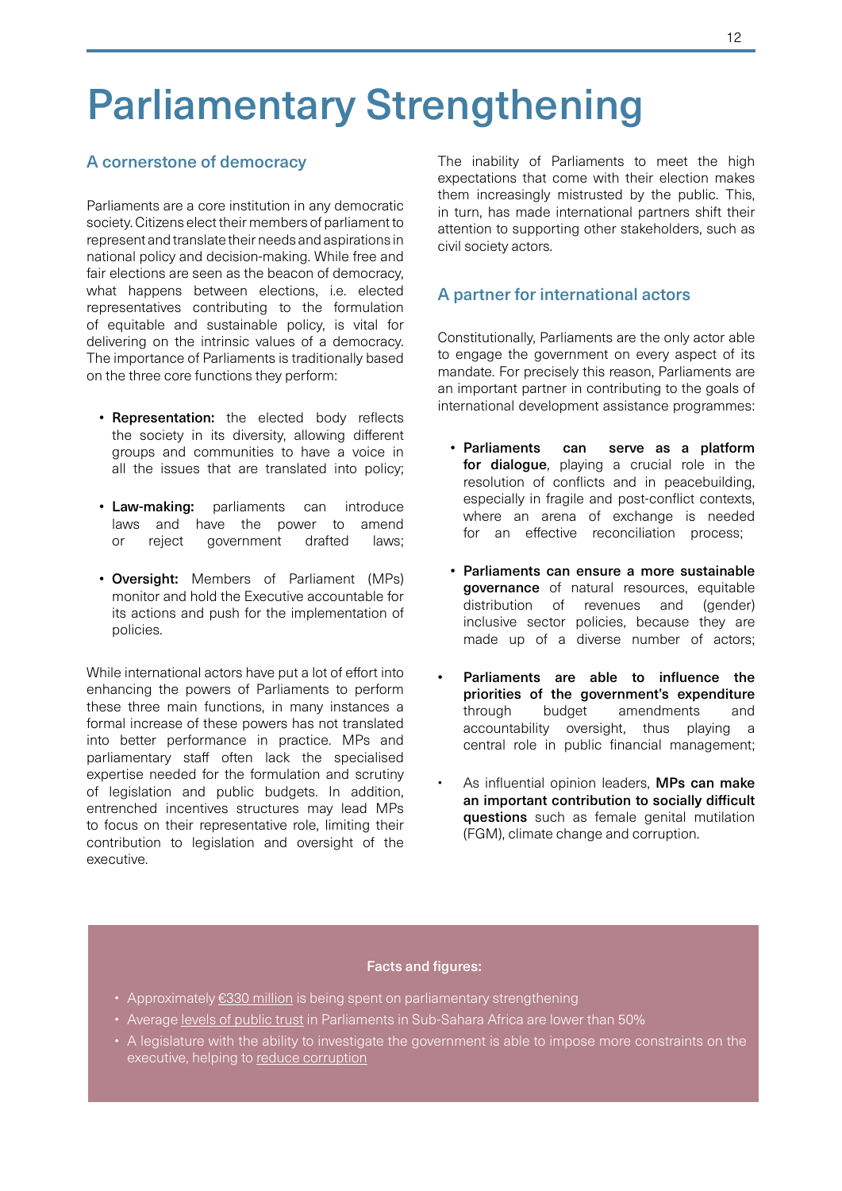# Parliamentary Strengthening

## A cornerstone of democracy

Parliaments are a core institution in any democratic society. Citizens elect their members of parliament to represent and translate their needs and aspirations in national policy and decision-making. While free and fair elections are seen as the beacon of democracy, what happens between elections, i.e. elected representatives contributing to the formulation of equitable and sustainable policy, is vital for delivering on the intrinsic values of a democracy. The importance of Parliaments is traditionally based on the three core functions they perform:

- **Representation:** the elected body reflects the society in its diversity, allowing different groups and communities to have a voice in all the issues that are translated into policy;
- **Law-making:** parliaments can introduce laws and have the power to amend or reject government drafted laws;
- **Oversight:** Members of Parliament (MPs) monitor and hold the Executive accountable for its actions and push for the implementation of policies.

While international actors have put a lot of effort into enhancing the powers of Parliaments to perform these three main functions, in many instances a formal increase of these powers has not translated into better performance in practice. MPs and parliamentary staff often lack the specialised expertise needed for the formulation and scrutiny of legislation and public budgets. In addition, entrenched incentives structures may lead MPs to focus on their representative role, limiting their contribution to legislation and oversight of the executive.

The inability of Parliaments to meet the high expectations that come with their election makes them increasingly mistrusted by the public. This, in turn, has made international partners shift their attention to supporting other stakeholders, such as civil society actors.

## A partner for international actors

Constitutionally, Parliaments are the only actor able to engage the government on every aspect of its mandate. For precisely this reason, Parliaments are an important partner in contributing to the goals of international development assistance programmes:

- **Parliaments can serve as a platform for dialogue**, playing a crucial role in the resolution of conflicts and in peacebuilding, especially in fragile and post-conflict contexts, where an arena of exchange is needed for an effective reconciliation process;
- **Parliaments can ensure a more sustainable governance** of natural resources, equitable distribution of revenues and (gender) inclusive sector policies, because they are made up of a diverse number of actors;
- **Parliaments are able to influence the priorities of the government's expenditure** through budget amendments and accountability oversight, thus playing a central role in public financial management;
- As influential opinion leaders, **MPs can make an important contribution to socially difficult questions** such as female genital mutilation (FGM), climate change and corruption.

**Facts and figures:**

- Approximately €330 million is being spent on parliamentary strengthening
- Average levels of public trust in Parliaments in Sub-Sahara Africa are lower than 50%
- A legislature with the ability to investigate the government is able to impose more constraints on the executive, helping to reduce corruption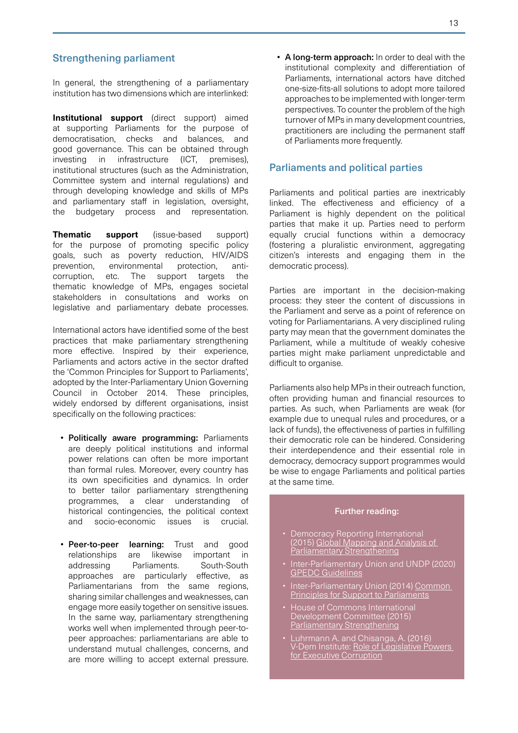## Strengthening parliament

In general, the strengthening of a parliamentary institution has two dimensions which are interlinked:

**Institutional support** (direct support) aimed at supporting Parliaments for the purpose of democratisation, checks and balances, and good governance. This can be obtained through investing in infrastructure (ICT, premises), institutional structures (such as the Administration, Committee system and internal regulations) and through developing knowledge and skills of MPs and parliamentary staff in legislation, oversight, the budgetary process and representation.

**Thematic support** (issue-based support) for the purpose of promoting specific policy goals, such as poverty reduction, HIV/AIDS prevention, environmental protection, anti-corruption, etc. The support targets the thematic knowledge of MPs, engages societal stakeholders in consultations and works on legislative and parliamentary debate processes.

International actors have identified some of the best practices that make parliamentary strengthening more effective. Inspired by their experience, Parliaments and actors active in the sector drafted the 'Common Principles for Support to Parliaments', adopted by the Inter-Parliamentary Union Governing Council in October 2014. These principles, widely endorsed by different organisations, insist specifically on the following practices:

- **Politically aware programming:** Parliaments are deeply political institutions and informal power relations can often be more important than formal rules. Moreover, every country has its own specificities and dynamics. In order to better tailor parliamentary strengthening programmes, a clear understanding of historical contingencies, the political context and socio-economic issues is crucial.
- **Peer-to-peer learning:** Trust and good relationships are likewise important in addressing Parliaments. South-South approaches are particularly effective, as Parliamentarians from the same regions, sharing similar challenges and weaknesses, can engage more easily together on sensitive issues. In the same way, parliamentary strengthening works well when implemented through peer-to-peer approaches: parliamentarians are able to understand mutual challenges, concerns, and are more willing to accept external pressure.
- **A long-term approach:** In order to deal with the institutional complexity and differentiation of Parliaments, international actors have ditched one-size-fits-all solutions to adopt more tailored approaches to be implemented with longer-term perspectives. To counter the problem of the high turnover of MPs in many development countries, practitioners are including the permanent staff of Parliaments more frequently.

## Parliaments and political parties

Parliaments and political parties are inextricably linked. The effectiveness and efficiency of a Parliament is highly dependent on the political parties that make it up. Parties need to perform equally crucial functions within a democracy (fostering a pluralistic environment, aggregating citizen's interests and engaging them in the democratic process).

Parties are important in the decision-making process: they steer the content of discussions in the Parliament and serve as a point of reference on voting for Parliamentarians. A very disciplined ruling party may mean that the government dominates the Parliament, while a multitude of weakly cohesive parties might make parliament unpredictable and difficult to organise.

Parliaments also help MPs in their outreach function, often providing human and financial resources to parties. As such, when Parliaments are weak (for example due to unequal rules and procedures, or a lack of funds), the effectiveness of parties in fulfilling their democratic role can be hindered. Considering their interdependence and their essential role in democracy, democracy support programmes would be wise to engage Parliaments and political parties at the same time.

**Further reading:**

- Democracy Reporting International (2015) Global Mapping and Analysis of Parliamentary Strengthening
- Inter-Parliamentary Union and UNDP (2020) GPEDC Guidelines
- Inter-Parliamentary Union (2014) Common Principles for Support to Parliaments
- House of Commons International Development Committee (2015) Parliamentary Strengthening
- Luhrmann A. and Chisanga, A. (2016) V-Dem Institute: Role of Legislative Powers for Executive Corruption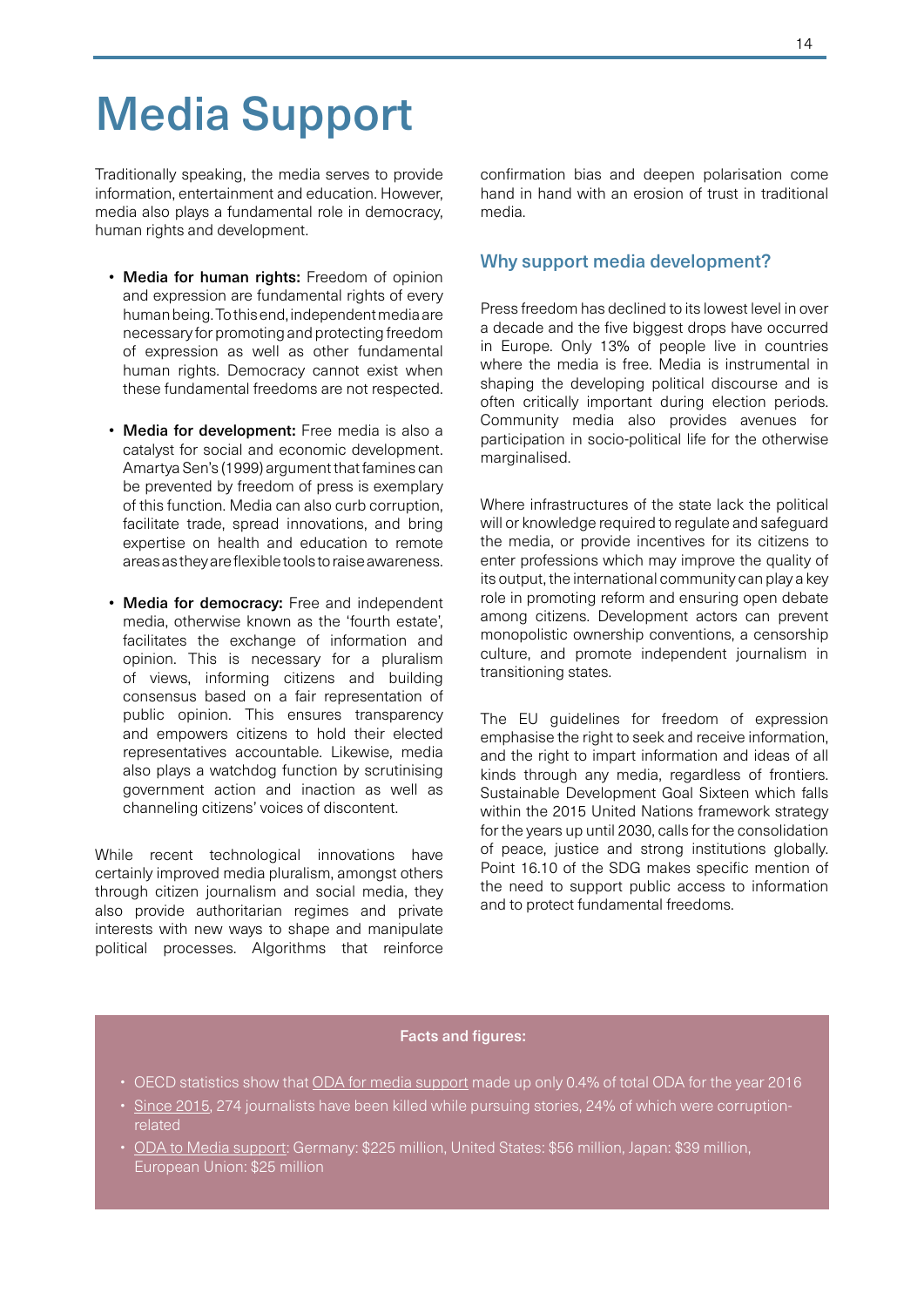# Media Support

Traditionally speaking, the media serves to provide information, entertainment and education. However, media also plays a fundamental role in democracy, human rights and development.

- **Media for human rights:** Freedom of opinion and expression are fundamental rights of every human being. To this end, independent media are necessary for promoting and protecting freedom of expression as well as other fundamental human rights. Democracy cannot exist when these fundamental freedoms are not respected.
- **Media for development:** Free media is also a catalyst for social and economic development. Amartya Sen's (1999) argument that famines can be prevented by freedom of press is exemplary of this function. Media can also curb corruption, facilitate trade, spread innovations, and bring expertise on health and education to remote areas as they are flexible tools to raise awareness.
- **Media for democracy:** Free and independent media, otherwise known as the 'fourth estate', facilitates the exchange of information and opinion. This is necessary for a pluralism of views, informing citizens and building consensus based on a fair representation of public opinion. This ensures transparency and empowers citizens to hold their elected representatives accountable. Likewise, media also plays a watchdog function by scrutinising government action and inaction as well as channeling citizens' voices of discontent.

While recent technological innovations have certainly improved media pluralism, amongst others through citizen journalism and social media, they also provide authoritarian regimes and private interests with new ways to shape and manipulate political processes. Algorithms that reinforce confirmation bias and deepen polarisation come hand in hand with an erosion of trust in traditional media.

## Why support media development?

Press freedom has declined to its lowest level in over a decade and the five biggest drops have occurred in Europe. Only 13% of people live in countries where the media is free. Media is instrumental in shaping the developing political discourse and is often critically important during election periods. Community media also provides avenues for participation in socio-political life for the otherwise marginalised.

Where infrastructures of the state lack the political will or knowledge required to regulate and safeguard the media, or provide incentives for its citizens to enter professions which may improve the quality of its output, the international community can play a key role in promoting reform and ensuring open debate among citizens. Development actors can prevent monopolistic ownership conventions, a censorship culture, and promote independent journalism in transitioning states.

The EU guidelines for freedom of expression emphasise the right to seek and receive information, and the right to impart information and ideas of all kinds through any media, regardless of frontiers. Sustainable Development Goal Sixteen which falls within the 2015 United Nations framework strategy for the years up until 2030, calls for the consolidation of peace, justice and strong institutions globally. Point 16.10 of the SDG makes specific mention of the need to support public access to information and to protect fundamental freedoms.

**Facts and figures:**

- OECD statistics show that ODA for media support made up only 0.4% of total ODA for the year 2016
- Since 2015, 274 journalists have been killed while pursuing stories, 24% of which were corruption-related
- ODA to Media support: Germany: $225 million, United States: $56 million, Japan: $39 million, European Union: $25 million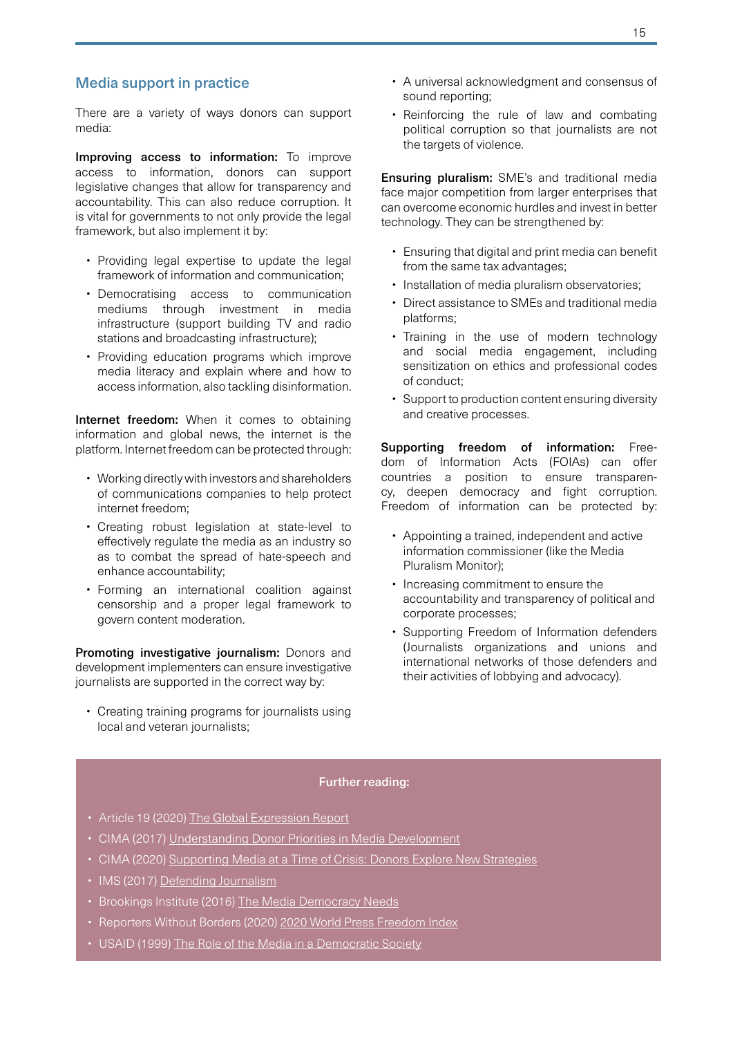## Media support in practice

There are a variety of ways donors can support media:

**Improving access to information:** To improve access to information, donors can support legislative changes that allow for transparency and accountability. This can also reduce corruption. It is vital for governments to not only provide the legal framework, but also implement it by:

- Providing legal expertise to update the legal framework of information and communication;
- Democratising access to communication mediums through investment in media infrastructure (support building TV and radio stations and broadcasting infrastructure);
- Providing education programs which improve media literacy and explain where and how to access information, also tackling disinformation.

**Internet freedom:** When it comes to obtaining information and global news, the internet is the platform. Internet freedom can be protected through:

- Working directly with investors and shareholders of communications companies to help protect internet freedom;
- Creating robust legislation at state-level to effectively regulate the media as an industry so as to combat the spread of hate-speech and enhance accountability;
- Forming an international coalition against censorship and a proper legal framework to govern content moderation.

**Promoting investigative journalism:** Donors and development implementers can ensure investigative journalists are supported in the correct way by:

- Creating training programs for journalists using local and veteran journalists;
- A universal acknowledgment and consensus of sound reporting;
- Reinforcing the rule of law and combating political corruption so that journalists are not the targets of violence.

**Ensuring pluralism:** SME's and traditional media face major competition from larger enterprises that can overcome economic hurdles and invest in better technology. They can be strengthened by:

- Ensuring that digital and print media can benefit from the same tax advantages;
- Installation of media pluralism observatories;
- Direct assistance to SMEs and traditional media platforms;
- Training in the use of modern technology and social media engagement, including sensitization on ethics and professional codes of conduct;
- Support to production content ensuring diversity and creative processes.

**Supporting freedom of information:** Freedom of Information Acts (FOIAs) can offer countries a position to ensure transparency, deepen democracy and fight corruption. Freedom of information can be protected by:

- Appointing a trained, independent and active information commissioner (like the Media Pluralism Monitor);
- Increasing commitment to ensure the accountability and transparency of political and corporate processes;
- Supporting Freedom of Information defenders (Journalists organizations and unions and international networks of those defenders and their activities of lobbying and advocacy).

**Further reading:**

- Article 19 (2020) The Global Expression Report
- CIMA (2017) Understanding Donor Priorities in Media Development
- CIMA (2020) Supporting Media at a Time of Crisis: Donors Explore New Strategies
- IMS (2017) Defending Journalism
- Brookings Institute (2016) The Media Democracy Needs
- Reporters Without Borders (2020) 2020 World Press Freedom Index
- USAID (1999) The Role of the Media in a Democratic Society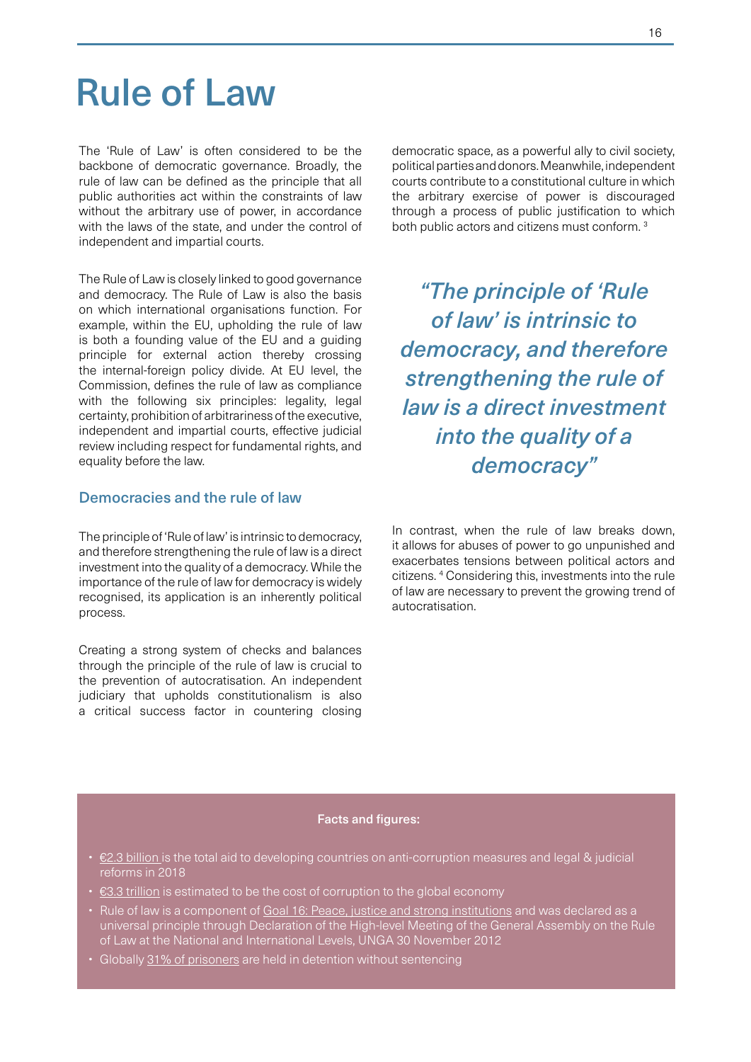# Rule of Law

The 'Rule of Law' is often considered to be the backbone of democratic governance. Broadly, the rule of law can be defined as the principle that all public authorities act within the constraints of law without the arbitrary use of power, in accordance with the laws of the state, and under the control of independent and impartial courts.

The Rule of Law is closely linked to good governance and democracy. The Rule of Law is also the basis on which international organisations function. For example, within the EU, upholding the rule of law is both a founding value of the EU and a guiding principle for external action thereby crossing the internal-foreign policy divide. At EU level, the Commission, defines the rule of law as compliance with the following six principles: legality, legal certainty, prohibition of arbitrariness of the executive, independent and impartial courts, effective judicial review including respect for fundamental rights, and equality before the law.

## Democracies and the rule of law

The principle of 'Rule of law' is intrinsic to democracy, and therefore strengthening the rule of law is a direct investment into the quality of a democracy. While the importance of the rule of law for democracy is widely recognised, its application is an inherently political process.

Creating a strong system of checks and balances through the principle of the rule of law is crucial to the prevention of autocratisation. An independent judiciary that upholds constitutionalism is also a critical success factor in countering closing democratic space, as a powerful ally to civil society, political parties and donors. Meanwhile, independent courts contribute to a constitutional culture in which the arbitrary exercise of power is discouraged through a process of public justification to which both public actors and citizens must conform. [3]

> *"The principle of 'Rule of law' is intrinsic to democracy, and therefore strengthening the rule of law is a direct investment into the quality of a democracy"*

In contrast, when the rule of law breaks down, it allows for abuses of power to go unpunished and exacerbates tensions between political actors and citizens. [4] Considering this, investments into the rule of law are necessary to prevent the growing trend of autocratisation.

**Facts and figures:**

- €2.3 billion is the total aid to developing countries on anti-corruption measures and legal & judicial reforms in 2018
- €3.3 trillion is estimated to be the cost of corruption to the global economy
- Rule of law is a component of Goal 16: Peace, justice and strong institutions and was declared as a universal principle through Declaration of the High-level Meeting of the General Assembly on the Rule of Law at the National and International Levels, UNGA 30 November 2012
- Globally 31% of prisoners are held in detention without sentencing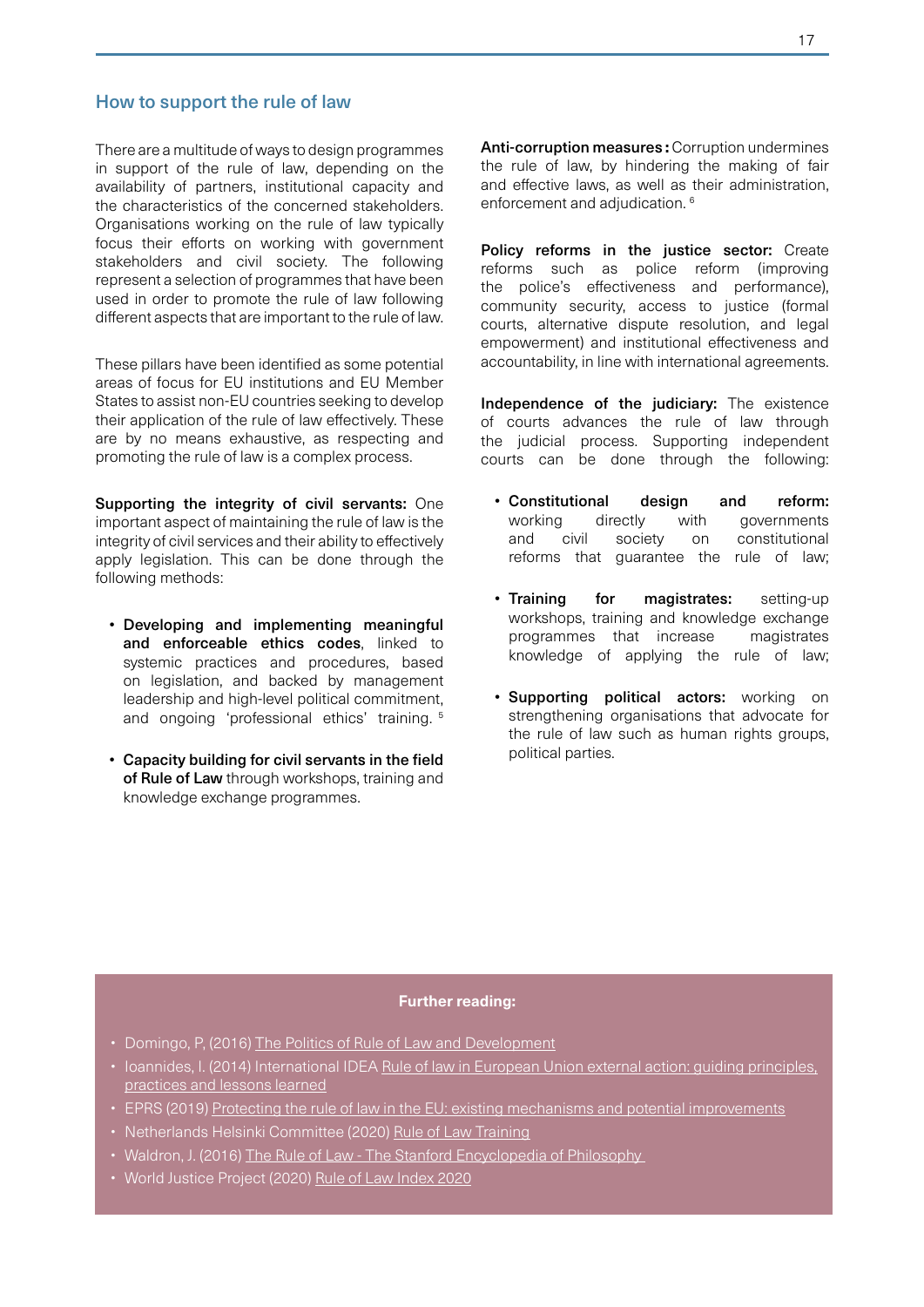## How to support the rule of law

There are a multitude of ways to design programmes in support of the rule of law, depending on the availability of partners, institutional capacity and the characteristics of the concerned stakeholders. Organisations working on the rule of law typically focus their efforts on working with government stakeholders and civil society. The following represent a selection of programmes that have been used in order to promote the rule of law following different aspects that are important to the rule of law.

These pillars have been identified as some potential areas of focus for EU institutions and EU Member States to assist non-EU countries seeking to develop their application of the rule of law effectively. These are by no means exhaustive, as respecting and promoting the rule of law is a complex process.

**Supporting the integrity of civil servants:** One important aspect of maintaining the rule of law is the integrity of civil services and their ability to effectively apply legislation. This can be done through the following methods:

- **Developing and implementing meaningful and enforceable ethics codes**, linked to systemic practices and procedures, based on legislation, and backed by management leadership and high-level political commitment, and ongoing 'professional ethics' training. [5]
- **Capacity building for civil servants in the field of Rule of Law** through workshops, training and knowledge exchange programmes.

**Anti-corruption measures:** Corruption undermines the rule of law, by hindering the making of fair and effective laws, as well as their administration, enforcement and adjudication. [6]

**Policy reforms in the justice sector:** Create reforms such as police reform (improving the police's effectiveness and performance), community security, access to justice (formal courts, alternative dispute resolution, and legal empowerment) and institutional effectiveness and accountability, in line with international agreements.

**Independence of the judiciary:** The existence of courts advances the rule of law through the judicial process. Supporting independent courts can be done through the following:

- **Constitutional design and reform:** working directly with governments and civil society on constitutional reforms that guarantee the rule of law;
- **Training for magistrates:** setting-up workshops, training and knowledge exchange programmes that increase magistrates knowledge of applying the rule of law;
- **Supporting political actors:** working on strengthening organisations that advocate for the rule of law such as human rights groups, political parties.

**Further reading:**

- Domingo, P, (2016) The Politics of Rule of Law and Development
- Ioannides, I. (2014) International IDEA Rule of law in European Union external action: guiding principles, practices and lessons learned
- EPRS (2019) Protecting the rule of law in the EU: existing mechanisms and potential improvements
- Netherlands Helsinki Committee (2020) Rule of Law Training
- Waldron, J. (2016) The Rule of Law - The Stanford Encyclopedia of Philosophy
- World Justice Project (2020) Rule of Law Index 2020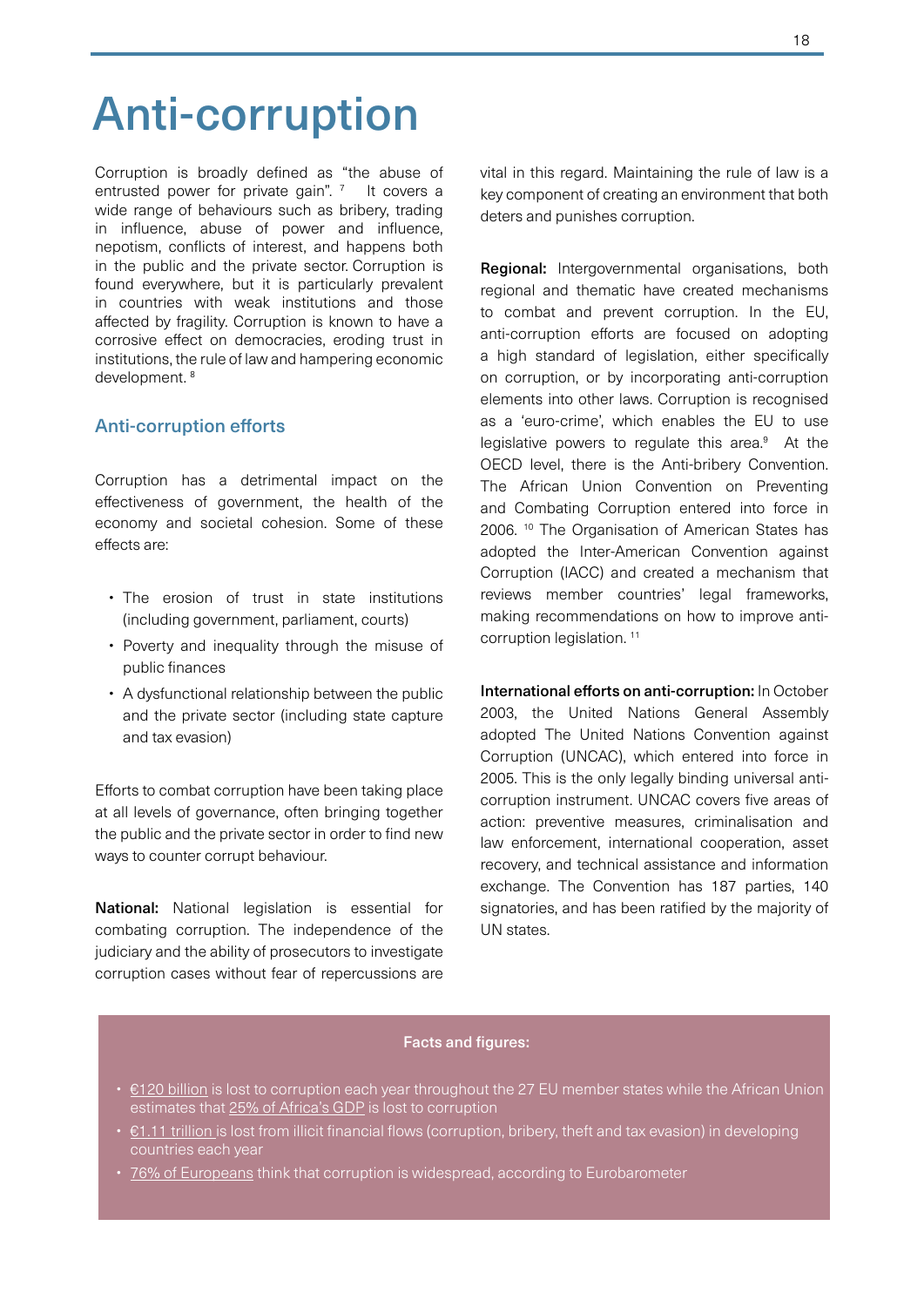# Anti-corruption

Corruption is broadly defined as "the abuse of entrusted power for private gain". [7] It covers a wide range of behaviours such as bribery, trading in influence, abuse of power and influence, nepotism, conflicts of interest, and happens both in the public and the private sector. Corruption is found everywhere, but it is particularly prevalent in countries with weak institutions and those affected by fragility. Corruption is known to have a corrosive effect on democracies, eroding trust in institutions, the rule of law and hampering economic development. [8]

## Anti-corruption efforts

Corruption has a detrimental impact on the effectiveness of government, the health of the economy and societal cohesion. Some of these effects are:

- The erosion of trust in state institutions (including government, parliament, courts)
- Poverty and inequality through the misuse of public finances
- A dysfunctional relationship between the public and the private sector (including state capture and tax evasion)

Efforts to combat corruption have been taking place at all levels of governance, often bringing together the public and the private sector in order to find new ways to counter corrupt behaviour.

**National:** National legislation is essential for combating corruption. The independence of the judiciary and the ability of prosecutors to investigate corruption cases without fear of repercussions are vital in this regard. Maintaining the rule of law is a key component of creating an environment that both deters and punishes corruption.

**Regional:** Intergovernmental organisations, both regional and thematic have created mechanisms to combat and prevent corruption. In the EU, anti-corruption efforts are focused on adopting a high standard of legislation, either specifically on corruption, or by incorporating anti-corruption elements into other laws. Corruption is recognised as a 'euro-crime', which enables the EU to use legislative powers to regulate this area.[9] At the OECD level, there is the Anti-bribery Convention. The African Union Convention on Preventing and Combating Corruption entered into force in 2006. [10] The Organisation of American States has adopted the Inter-American Convention against Corruption (IACC) and created a mechanism that reviews member countries' legal frameworks, making recommendations on how to improve anti-corruption legislation. [11]

**International efforts on anti-corruption:** In October 2003, the United Nations General Assembly adopted The United Nations Convention against Corruption (UNCAC), which entered into force in 2005. This is the only legally binding universal anti-corruption instrument. UNCAC covers five areas of action: preventive measures, criminalisation and law enforcement, international cooperation, asset recovery, and technical assistance and information exchange. The Convention has 187 parties, 140 signatories, and has been ratified by the majority of UN states.

**Facts and figures:**

- €120 billion is lost to corruption each year throughout the 27 EU member states while the African Union estimates that 25% of Africa's GDP is lost to corruption
- €1.11 trillion is lost from illicit financial flows (corruption, bribery, theft and tax evasion) in developing countries each year
- 76% of Europeans think that corruption is widespread, according to Eurobarometer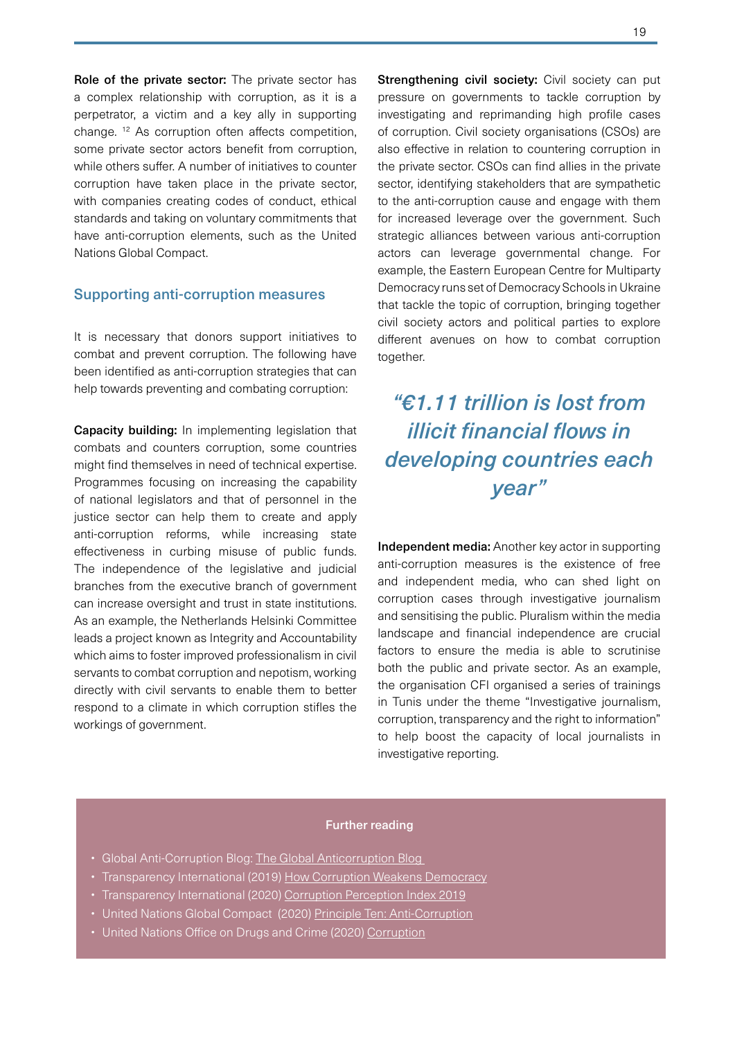**Role of the private sector:** The private sector has a complex relationship with corruption, as it is a perpetrator, a victim and a key ally in supporting change. [12] As corruption often affects competition, some private sector actors benefit from corruption, while others suffer. A number of initiatives to counter corruption have taken place in the private sector, with companies creating codes of conduct, ethical standards and taking on voluntary commitments that have anti-corruption elements, such as the United Nations Global Compact.

## Supporting anti-corruption measures

It is necessary that donors support initiatives to combat and prevent corruption. The following have been identified as anti-corruption strategies that can help towards preventing and combating corruption:

**Capacity building:** In implementing legislation that combats and counters corruption, some countries might find themselves in need of technical expertise. Programmes focusing on increasing the capability of national legislators and that of personnel in the justice sector can help them to create and apply anti-corruption reforms, while increasing state effectiveness in curbing misuse of public funds. The independence of the legislative and judicial branches from the executive branch of government can increase oversight and trust in state institutions. As an example, the Netherlands Helsinki Committee leads a project known as Integrity and Accountability which aims to foster improved professionalism in civil servants to combat corruption and nepotism, working directly with civil servants to enable them to better respond to a climate in which corruption stifles the workings of government.

**Strengthening civil society:** Civil society can put pressure on governments to tackle corruption by investigating and reprimanding high profile cases of corruption. Civil society organisations (CSOs) are also effective in relation to countering corruption in the private sector. CSOs can find allies in the private sector, identifying stakeholders that are sympathetic to the anti-corruption cause and engage with them for increased leverage over the government. Such strategic alliances between various anti-corruption actors can leverage governmental change. For example, the Eastern European Centre for Multiparty Democracy runs set of Democracy Schools in Ukraine that tackle the topic of corruption, bringing together civil society actors and political parties to explore different avenues on how to combat corruption together.

> *"€1.11 trillion is lost from illicit financial flows in developing countries each year"*

**Independent media:** Another key actor in supporting anti-corruption measures is the existence of free and independent media, who can shed light on corruption cases through investigative journalism and sensitising the public. Pluralism within the media landscape and financial independence are crucial factors to ensure the media is able to scrutinise both the public and private sector. As an example, the organisation CFI organised a series of trainings in Tunis under the theme "Investigative journalism, corruption, transparency and the right to information" to help boost the capacity of local journalists in investigative reporting.

**Further reading**

- Global Anti-Corruption Blog: The Global Anticorruption Blog
- Transparency International (2019) How Corruption Weakens Democracy
- Transparency International (2020) Corruption Perception Index 2019
- United Nations Global Compact (2020) Principle Ten: Anti-Corruption
- United Nations Office on Drugs and Crime (2020) Corruption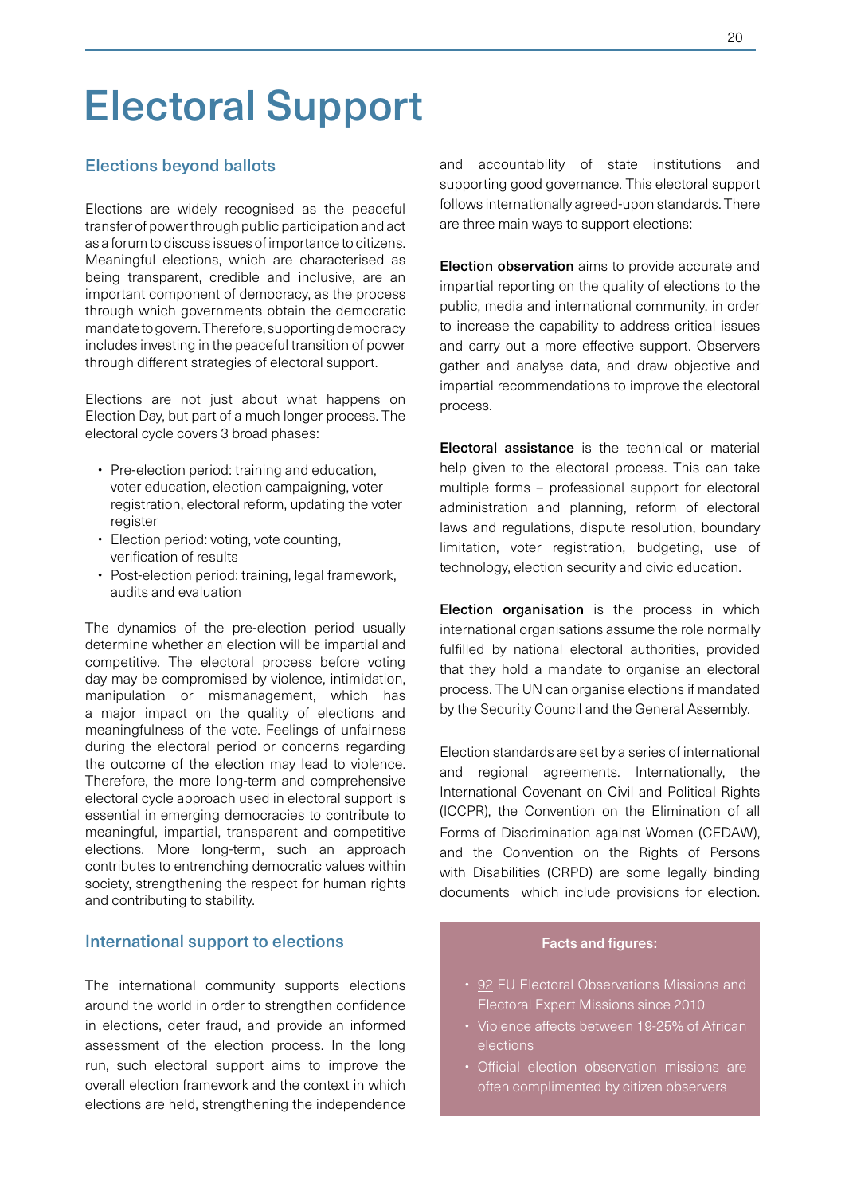# Electoral Support

## Elections beyond ballots

Elections are widely recognised as the peaceful transfer of power through public participation and act as a forum to discuss issues of importance to citizens. Meaningful elections, which are characterised as being transparent, credible and inclusive, are an important component of democracy, as the process through which governments obtain the democratic mandate to govern. Therefore, supporting democracy includes investing in the peaceful transition of power through different strategies of electoral support.

Elections are not just about what happens on Election Day, but part of a much longer process. The electoral cycle covers 3 broad phases:

- Pre-election period: training and education, voter education, election campaigning, voter registration, electoral reform, updating the voter register
- Election period: voting, vote counting, verification of results
- Post-election period: training, legal framework, audits and evaluation

The dynamics of the pre-election period usually determine whether an election will be impartial and competitive. The electoral process before voting day may be compromised by violence, intimidation, manipulation or mismanagement, which has a major impact on the quality of elections and meaningfulness of the vote. Feelings of unfairness during the electoral period or concerns regarding the outcome of the election may lead to violence. Therefore, the more long-term and comprehensive electoral cycle approach used in electoral support is essential in emerging democracies to contribute to meaningful, impartial, transparent and competitive elections. More long-term, such an approach contributes to entrenching democratic values within society, strengthening the respect for human rights and contributing to stability.

## International support to elections

The international community supports elections around the world in order to strengthen confidence in elections, deter fraud, and provide an informed assessment of the election process. In the long run, such electoral support aims to improve the overall election framework and the context in which elections are held, strengthening the independence and accountability of state institutions and supporting good governance. This electoral support follows internationally agreed-upon standards. There are three main ways to support elections:

**Election observation** aims to provide accurate and impartial reporting on the quality of elections to the public, media and international community, in order to increase the capability to address critical issues and carry out a more effective support. Observers gather and analyse data, and draw objective and impartial recommendations to improve the electoral process.

**Electoral assistance** is the technical or material help given to the electoral process. This can take multiple forms – professional support for electoral administration and planning, reform of electoral laws and regulations, dispute resolution, boundary limitation, voter registration, budgeting, use of technology, election security and civic education.

**Election organisation** is the process in which international organisations assume the role normally fulfilled by national electoral authorities, provided that they hold a mandate to organise an electoral process. The UN can organise elections if mandated by the Security Council and the General Assembly.

Election standards are set by a series of international and regional agreements. Internationally, the International Covenant on Civil and Political Rights (ICCPR), the Convention on the Elimination of all Forms of Discrimination against Women (CEDAW), and the Convention on the Rights of Persons with Disabilities (CRPD) are some legally binding documents which include provisions for election.

**Facts and figures:**

- 92 EU Electoral Observations Missions and Electoral Expert Missions since 2010
- Violence affects between 19-25% of African elections
- Official election observation missions are often complimented by citizen observers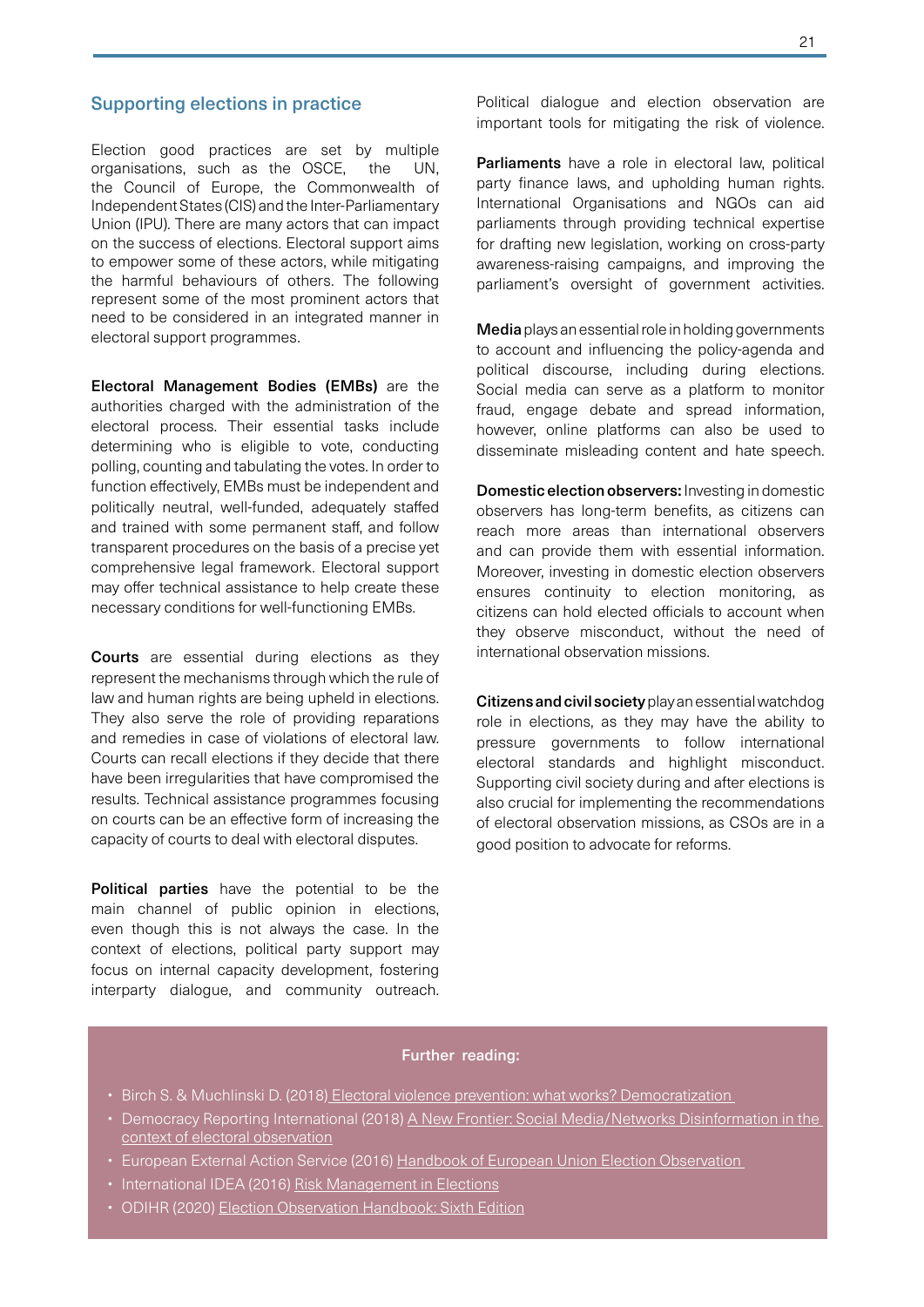## Supporting elections in practice

Election good practices are set by multiple organisations, such as the OSCE, the UN, the Council of Europe, the Commonwealth of Independent States (CIS) and the Inter-Parliamentary Union (IPU). There are many actors that can impact on the success of elections. Electoral support aims to empower some of these actors, while mitigating the harmful behaviours of others. The following represent some of the most prominent actors that need to be considered in an integrated manner in electoral support programmes.

**Electoral Management Bodies (EMBs)** are the authorities charged with the administration of the electoral process. Their essential tasks include determining who is eligible to vote, conducting polling, counting and tabulating the votes. In order to function effectively, EMBs must be independent and politically neutral, well-funded, adequately staffed and trained with some permanent staff, and follow transparent procedures on the basis of a precise yet comprehensive legal framework. Electoral support may offer technical assistance to help create these necessary conditions for well-functioning EMBs.

**Courts** are essential during elections as they represent the mechanisms through which the rule of law and human rights are being upheld in elections. They also serve the role of providing reparations and remedies in case of violations of electoral law. Courts can recall elections if they decide that there have been irregularities that have compromised the results. Technical assistance programmes focusing on courts can be an effective form of increasing the capacity of courts to deal with electoral disputes.

**Political parties** have the potential to be the main channel of public opinion in elections, even though this is not always the case. In the context of elections, political party support may focus on internal capacity development, fostering interparty dialogue, and community outreach. Political dialogue and election observation are important tools for mitigating the risk of violence.

**Parliaments** have a role in electoral law, political party finance laws, and upholding human rights. International Organisations and NGOs can aid parliaments through providing technical expertise for drafting new legislation, working on cross-party awareness-raising campaigns, and improving the parliament's oversight of government activities.

**Media** plays an essential role in holding governments to account and influencing the policy-agenda and political discourse, including during elections. Social media can serve as a platform to monitor fraud, engage debate and spread information, however, online platforms can also be used to disseminate misleading content and hate speech.

**Domestic election observers:** Investing in domestic observers has long-term benefits, as citizens can reach more areas than international observers and can provide them with essential information. Moreover, investing in domestic election observers ensures continuity to election monitoring, as citizens can hold elected officials to account when they observe misconduct, without the need of international observation missions.

**Citizens and civil society** play an essential watchdog role in elections, as they may have the ability to pressure governments to follow international electoral standards and highlight misconduct. Supporting civil society during and after elections is also crucial for implementing the recommendations of electoral observation missions, as CSOs are in a good position to advocate for reforms.

**Further reading:**

- Birch S. & Muchlinski D. (2018) Electoral violence prevention: what works? Democratization
- Democracy Reporting International (2018) A New Frontier: Social Media/Networks Disinformation in the context of electoral observation
- European External Action Service (2016) Handbook of European Union Election Observation
- International IDEA (2016) Risk Management in Elections
- ODIHR (2020) Election Observation Handbook: Sixth Edition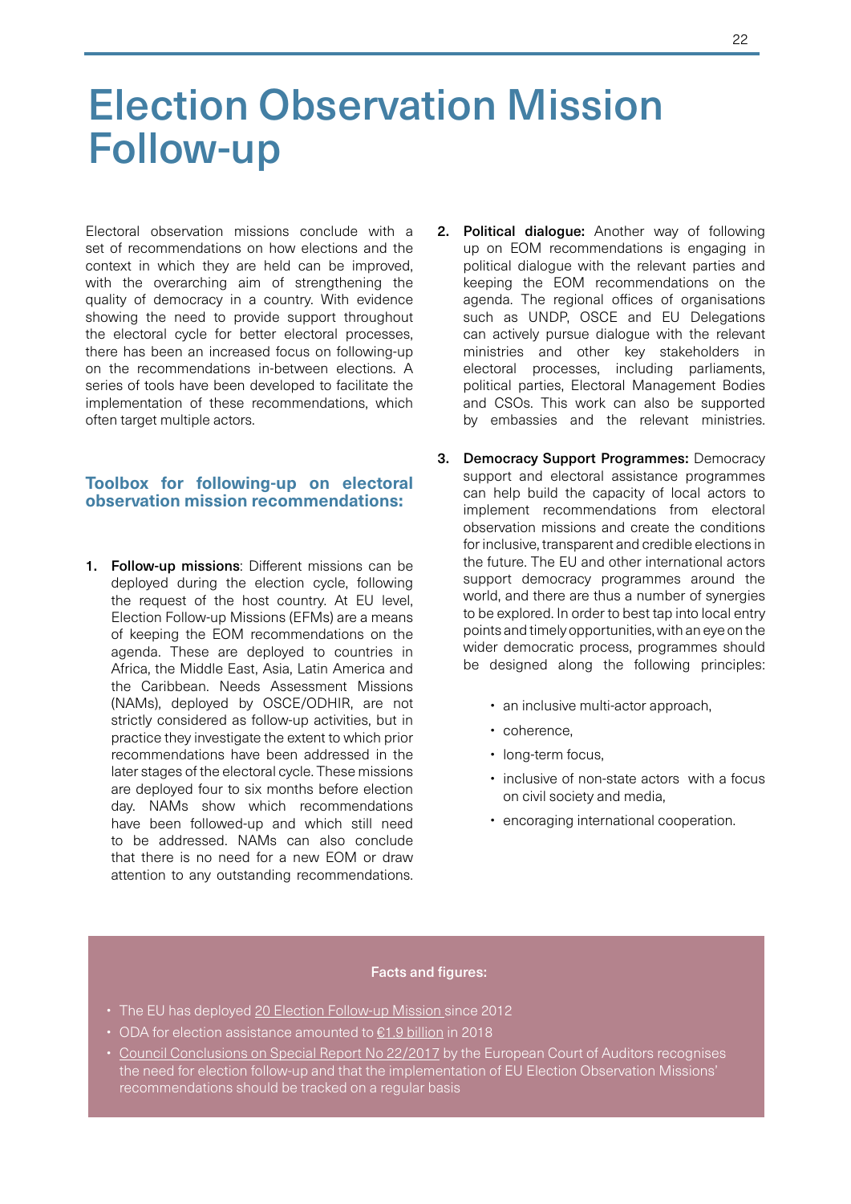# Election Observation Mission Follow-up

Electoral observation missions conclude with a set of recommendations on how elections and the context in which they are held can be improved, with the overarching aim of strengthening the quality of democracy in a country. With evidence showing the need to provide support throughout the electoral cycle for better electoral processes, there has been an increased focus on following-up on the recommendations in-between elections. A series of tools have been developed to facilitate the implementation of these recommendations, which often target multiple actors.

### Toolbox for following-up on electoral observation mission recommendations:

1. **Follow-up missions**: Different missions can be deployed during the election cycle, following the request of the host country. At EU level, Election Follow-up Missions (EFMs) are a means of keeping the EOM recommendations on the agenda. These are deployed to countries in Africa, the Middle East, Asia, Latin America and the Caribbean. Needs Assessment Missions (NAMs), deployed by OSCE/ODHIR, are not strictly considered as follow-up activities, but in practice they investigate the extent to which prior recommendations have been addressed in the later stages of the electoral cycle. These missions are deployed four to six months before election day. NAMs show which recommendations have been followed-up and which still need to be addressed. NAMs can also conclude that there is no need for a new EOM or draw attention to any outstanding recommendations.

2. **Political dialogue:** Another way of following up on EOM recommendations is engaging in political dialogue with the relevant parties and keeping the EOM recommendations on the agenda. The regional offices of organisations such as UNDP, OSCE and EU Delegations can actively pursue dialogue with the relevant ministries and other key stakeholders in electoral processes, including parliaments, political parties, Electoral Management Bodies and CSOs. This work can also be supported by embassies and the relevant ministries.

3. **Democracy Support Programmes:** Democracy support and electoral assistance programmes can help build the capacity of local actors to implement recommendations from electoral observation missions and create the conditions for inclusive, transparent and credible elections in the future. The EU and other international actors support democracy programmes around the world, and there are thus a number of synergies to be explored. In order to best tap into local entry points and timely opportunities, with an eye on the wider democratic process, programmes should be designed along the following principles:

    - an inclusive multi-actor approach,
    - coherence,
    - long-term focus,
    - inclusive of non-state actors with a focus on civil society and media,
    - encoraging international cooperation.

**Facts and figures:**

- The EU has deployed 20 Election Follow-up Mission since 2012
- ODA for election assistance amounted to €1.9 billion in 2018
- Council Conclusions on Special Report No 22/2017 by the European Court of Auditors recognises the need for election follow-up and that the implementation of EU Election Observation Missions' recommendations should be tracked on a regular basis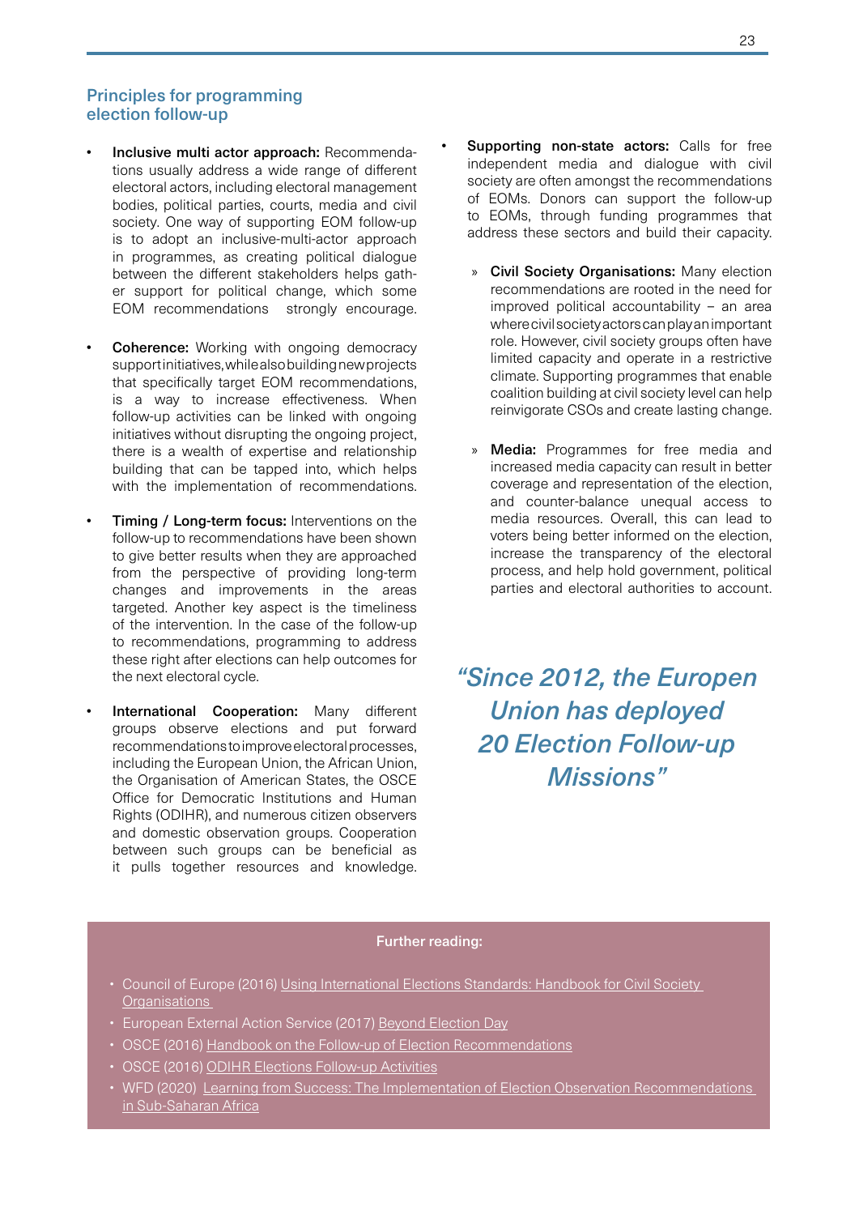## Principles for programming election follow-up

- **Inclusive multi actor approach:** Recommendations usually address a wide range of different electoral actors, including electoral management bodies, political parties, courts, media and civil society. One way of supporting EOM follow-up is to adopt an inclusive-multi-actor approach in programmes, as creating political dialogue between the different stakeholders helps gather support for political change, which some EOM recommendations strongly encourage.

- **Coherence:** Working with ongoing democracy support initiatives, while also building new projects that specifically target EOM recommendations, is a way to increase effectiveness. When follow-up activities can be linked with ongoing initiatives without disrupting the ongoing project, there is a wealth of expertise and relationship building that can be tapped into, which helps with the implementation of recommendations.

- **Timing / Long-term focus:** Interventions on the follow-up to recommendations have been shown to give better results when they are approached from the perspective of providing long-term changes and improvements in the areas targeted. Another key aspect is the timeliness of the intervention. In the case of the follow-up to recommendations, programming to address these right after elections can help outcomes for the next electoral cycle.

- **International Cooperation:** Many different groups observe elections and put forward recommendations to improve electoral processes, including the European Union, the African Union, the Organisation of American States, the OSCE Office for Democratic Institutions and Human Rights (ODIHR), and numerous citizen observers and domestic observation groups. Cooperation between such groups can be beneficial as it pulls together resources and knowledge.

- **Supporting non-state actors:** Calls for free independent media and dialogue with civil society are often amongst the recommendations of EOMs. Donors can support the follow-up to EOMs, through funding programmes that address these sectors and build their capacity.

  - **Civil Society Organisations:** Many election recommendations are rooted in the need for improved political accountability – an area where civil society actors can play an important role. However, civil society groups often have limited capacity and operate in a restrictive climate. Supporting programmes that enable coalition building at civil society level can help reinvigorate CSOs and create lasting change.

  - **Media:** Programmes for free media and increased media capacity can result in better coverage and representation of the election, and counter-balance unequal access to media resources. Overall, this can lead to voters being better informed on the election, increase the transparency of the electoral process, and help hold government, political parties and electoral authorities to account.

*"Since 2012, the Europen Union has deployed 20 Election Follow-up Missions"*

**Further reading:**

- Council of Europe (2016) Using International Elections Standards: Handbook for Civil Society Organisations
- European External Action Service (2017) Beyond Election Day
- OSCE (2016) Handbook on the Follow-up of Election Recommendations
- OSCE (2016) ODIHR Elections Follow-up Activities
- WFD (2020) Learning from Success: The Implementation of Election Observation Recommendations in Sub-Saharan Africa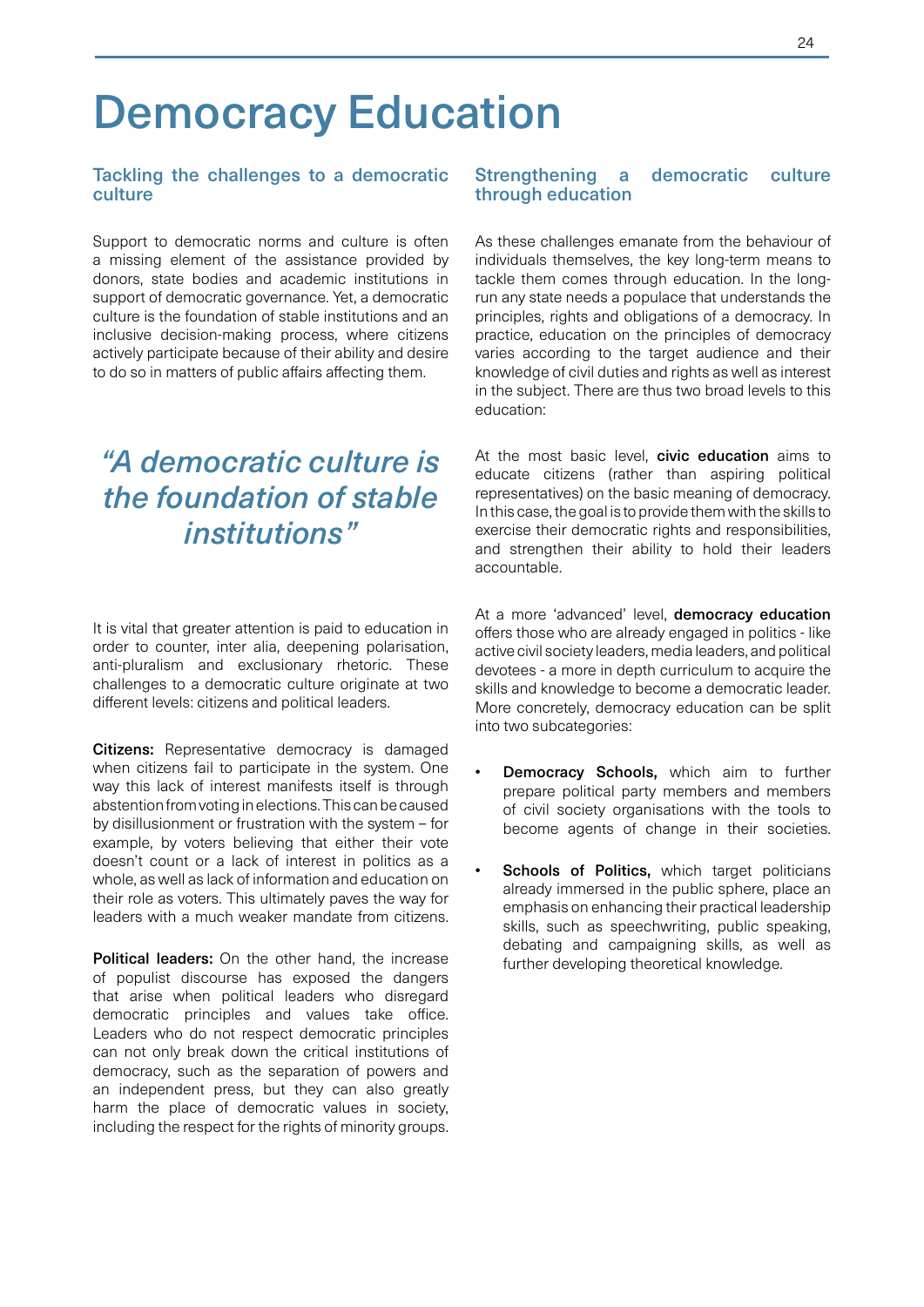# Democracy Education

## Tackling the challenges to a democratic culture

Support to democratic norms and culture is often a missing element of the assistance provided by donors, state bodies and academic institutions in support of democratic governance. Yet, a democratic culture is the foundation of stable institutions and an inclusive decision-making process, where citizens actively participate because of their ability and desire to do so in matters of public affairs affecting them.

> *"A democratic culture is the foundation of stable institutions"*

It is vital that greater attention is paid to education in order to counter, inter alia, deepening polarisation, anti-pluralism and exclusionary rhetoric. These challenges to a democratic culture originate at two different levels: citizens and political leaders.

**Citizens:** Representative democracy is damaged when citizens fail to participate in the system. One way this lack of interest manifests itself is through abstention from voting in elections. This can be caused by disillusionment or frustration with the system – for example, by voters believing that either their vote doesn't count or a lack of interest in politics as a whole, as well as lack of information and education on their role as voters. This ultimately paves the way for leaders with a much weaker mandate from citizens.

**Political leaders:** On the other hand, the increase of populist discourse has exposed the dangers that arise when political leaders who disregard democratic principles and values take office. Leaders who do not respect democratic principles can not only break down the critical institutions of democracy, such as the separation of powers and an independent press, but they can also greatly harm the place of democratic values in society, including the respect for the rights of minority groups.

## Strengthening a democratic culture through education

As these challenges emanate from the behaviour of individuals themselves, the key long-term means to tackle them comes through education. In the long-run any state needs a populace that understands the principles, rights and obligations of a democracy. In practice, education on the principles of democracy varies according to the target audience and their knowledge of civil duties and rights as well as interest in the subject. There are thus two broad levels to this education:

At the most basic level, **civic education** aims to educate citizens (rather than aspiring political representatives) on the basic meaning of democracy. In this case, the goal is to provide them with the skills to exercise their democratic rights and responsibilities, and strengthen their ability to hold their leaders accountable.

At a more 'advanced' level, **democracy education** offers those who are already engaged in politics - like active civil society leaders, media leaders, and political devotees - a more in depth curriculum to acquire the skills and knowledge to become a democratic leader. More concretely, democracy education can be split into two subcategories:

- **Democracy Schools,** which aim to further prepare political party members and members of civil society organisations with the tools to become agents of change in their societies.
- **Schools of Politics,** which target politicians already immersed in the public sphere, place an emphasis on enhancing their practical leadership skills, such as speechwriting, public speaking, debating and campaigning skills, as well as further developing theoretical knowledge.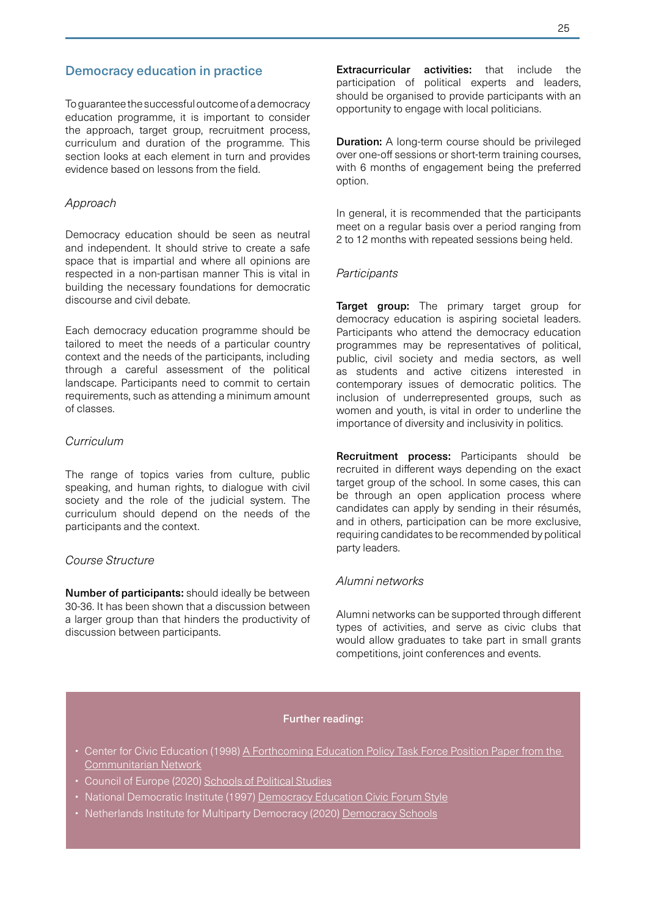## Democracy education in practice

To guarantee the successful outcome of a democracy education programme, it is important to consider the approach, target group, recruitment process, curriculum and duration of the programme. This section looks at each element in turn and provides evidence based on lessons from the field.

### *Approach*

Democracy education should be seen as neutral and independent. It should strive to create a safe space that is impartial and where all opinions are respected in a non-partisan manner This is vital in building the necessary foundations for democratic discourse and civil debate.

Each democracy education programme should be tailored to meet the needs of a particular country context and the needs of the participants, including through a careful assessment of the political landscape. Participants need to commit to certain requirements, such as attending a minimum amount of classes.

### *Curriculum*

The range of topics varies from culture, public speaking, and human rights, to dialogue with civil society and the role of the judicial system. The curriculum should depend on the needs of the participants and the context.

### *Course Structure*

**Number of participants:** should ideally be between 30-36. It has been shown that a discussion between a larger group than that hinders the productivity of discussion between participants.

**Extracurricular activities:** that include the participation of political experts and leaders, should be organised to provide participants with an opportunity to engage with local politicians.

**Duration:** A long-term course should be privileged over one-off sessions or short-term training courses, with 6 months of engagement being the preferred option.

In general, it is recommended that the participants meet on a regular basis over a period ranging from 2 to 12 months with repeated sessions being held.

### *Participants*

**Target group:** The primary target group for democracy education is aspiring societal leaders. Participants who attend the democracy education programmes may be representatives of political, public, civil society and media sectors, as well as students and active citizens interested in contemporary issues of democratic politics. The inclusion of underrepresented groups, such as women and youth, is vital in order to underline the importance of diversity and inclusivity in politics.

**Recruitment process:** Participants should be recruited in different ways depending on the exact target group of the school. In some cases, this can be through an open application process where candidates can apply by sending in their résumés, and in others, participation can be more exclusive, requiring candidates to be recommended by political party leaders.

### *Alumni networks*

Alumni networks can be supported through different types of activities, and serve as civic clubs that would allow graduates to take part in small grants competitions, joint conferences and events.

**Further reading:**

- Center for Civic Education (1998) A Forthcoming Education Policy Task Force Position Paper from the Communitarian Network
- Council of Europe (2020) Schools of Political Studies
- National Democratic Institute (1997) Democracy Education Civic Forum Style
- Netherlands Institute for Multiparty Democracy (2020) Democracy Schools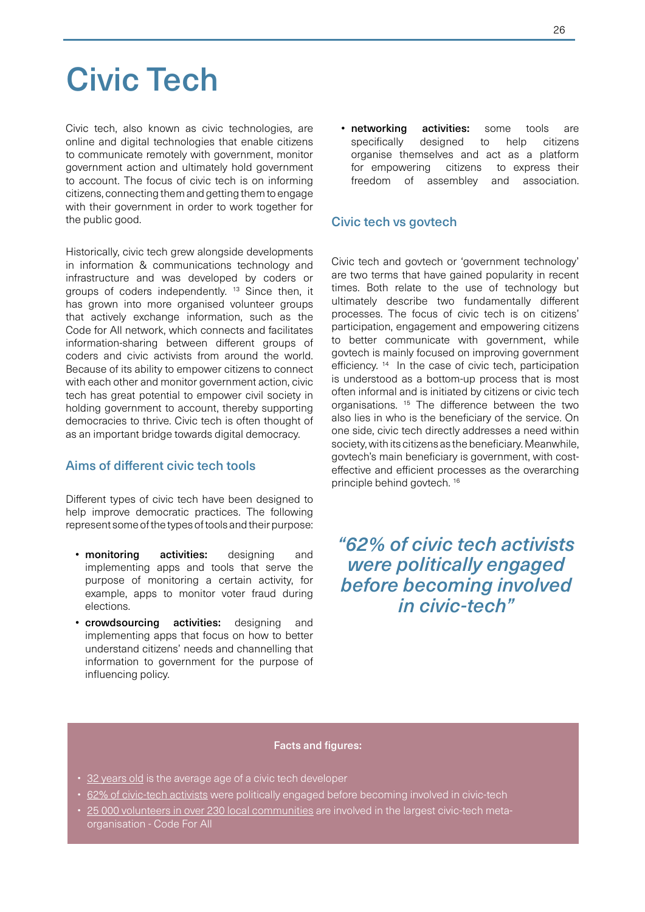# Civic Tech

Civic tech, also known as civic technologies, are online and digital technologies that enable citizens to communicate remotely with government, monitor government action and ultimately hold government to account. The focus of civic tech is on informing citizens, connecting them and getting them to engage with their government in order to work together for the public good.

Historically, civic tech grew alongside developments in information & communications technology and infrastructure and was developed by coders or groups of coders independently. [13] Since then, it has grown into more organised volunteer groups that actively exchange information, such as the Code for All network, which connects and facilitates information-sharing between different groups of coders and civic activists from around the world. Because of its ability to empower citizens to connect with each other and monitor government action, civic tech has great potential to empower civil society in holding government to account, thereby supporting democracies to thrive. Civic tech is often thought of as an important bridge towards digital democracy.

## Aims of different civic tech tools

Different types of civic tech have been designed to help improve democratic practices. The following represent some of the types of tools and their purpose:

- **monitoring activities:** designing and implementing apps and tools that serve the purpose of monitoring a certain activity, for example, apps to monitor voter fraud during elections.
- **crowdsourcing activities:** designing and implementing apps that focus on how to better understand citizens' needs and channelling that information to government for the purpose of influencing policy.
- **networking activities:** some tools are specifically designed to help citizens organise themselves and act as a platform for empowering citizens to express their freedom of assembley and association.

## Civic tech vs govtech

Civic tech and govtech or 'government technology' are two terms that have gained popularity in recent times. Both relate to the use of technology but ultimately describe two fundamentally different processes. The focus of civic tech is on citizens' participation, engagement and empowering citizens to better communicate with government, while govtech is mainly focused on improving government efficiency. [14] In the case of civic tech, participation is understood as a bottom-up process that is most often informal and is initiated by citizens or civic tech organisations. [15] The difference between the two also lies in who is the beneficiary of the service. On one side, civic tech directly addresses a need within society, with its citizens as the beneficiary. Meanwhile, govtech's main beneficiary is government, with cost-effective and efficient processes as the overarching principle behind govtech. [16]

> *"62% of civic tech activists were politically engaged before becoming involved in civic-tech"*

**Facts and figures:**

- 32 years old is the average age of a civic tech developer
- 62% of civic-tech activists were politically engaged before becoming involved in civic-tech
- 25 000 volunteers in over 230 local communities are involved in the largest civic-tech meta-organisation - Code For All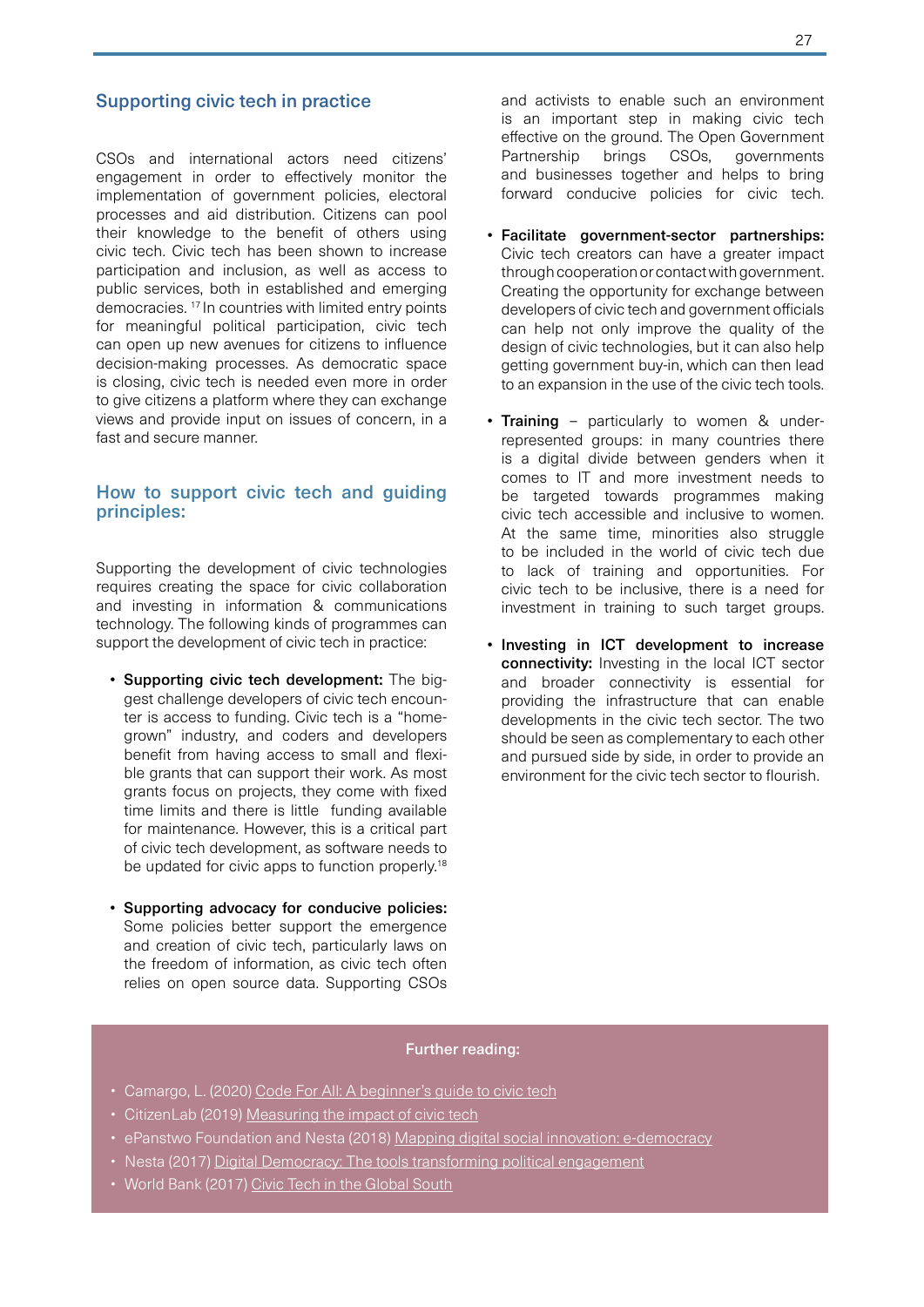## Supporting civic tech in practice

CSOs and international actors need citizens' engagement in order to effectively monitor the implementation of government policies, electoral processes and aid distribution. Citizens can pool their knowledge to the benefit of others using civic tech. Civic tech has been shown to increase participation and inclusion, as well as access to public services, both in established and emerging democracies. [17] In countries with limited entry points for meaningful political participation, civic tech can open up new avenues for citizens to influence decision-making processes. As democratic space is closing, civic tech is needed even more in order to give citizens a platform where they can exchange views and provide input on issues of concern, in a fast and secure manner.

## How to support civic tech and guiding principles:

Supporting the development of civic technologies requires creating the space for civic collaboration and investing in information & communications technology. The following kinds of programmes can support the development of civic tech in practice:

- **Supporting civic tech development:** The biggest challenge developers of civic tech encounter is access to funding. Civic tech is a "home-grown" industry, and coders and developers benefit from having access to small and flexible grants that can support their work. As most grants focus on projects, they come with fixed time limits and there is little funding available for maintenance. However, this is a critical part of civic tech development, as software needs to be updated for civic apps to function properly.[18]

- **Supporting advocacy for conducive policies:** Some policies better support the emergence and creation of civic tech, particularly laws on the freedom of information, as civic tech often relies on open source data. Supporting CSOs and activists to enable such an environment is an important step in making civic tech effective on the ground. The Open Government Partnership brings CSOs, governments and businesses together and helps to bring forward conducive policies for civic tech.

- **Facilitate government-sector partnerships:** Civic tech creators can have a greater impact through cooperation or contact with government. Creating the opportunity for exchange between developers of civic tech and government officials can help not only improve the quality of the design of civic technologies, but it can also help getting government buy-in, which can then lead to an expansion in the use of the civic tech tools.

- **Training** – particularly to women & under-represented groups: in many countries there is a digital divide between genders when it comes to IT and more investment needs to be targeted towards programmes making civic tech accessible and inclusive to women. At the same time, minorities also struggle to be included in the world of civic tech due to lack of training and opportunities. For civic tech to be inclusive, there is a need for investment in training to such target groups.

- **Investing in ICT development to increase connectivity:** Investing in the local ICT sector and broader connectivity is essential for providing the infrastructure that can enable developments in the civic tech sector. The two should be seen as complementary to each other and pursued side by side, in order to provide an environment for the civic tech sector to flourish.

**Further reading:**

- Camargo, L. (2020) Code For All: A beginner's guide to civic tech
- CitizenLab (2019) Measuring the impact of civic tech
- ePanstwo Foundation and Nesta (2018) Mapping digital social innovation: e-democracy
- Nesta (2017) Digital Democracy: The tools transforming political engagement
- World Bank (2017) Civic Tech in the Global South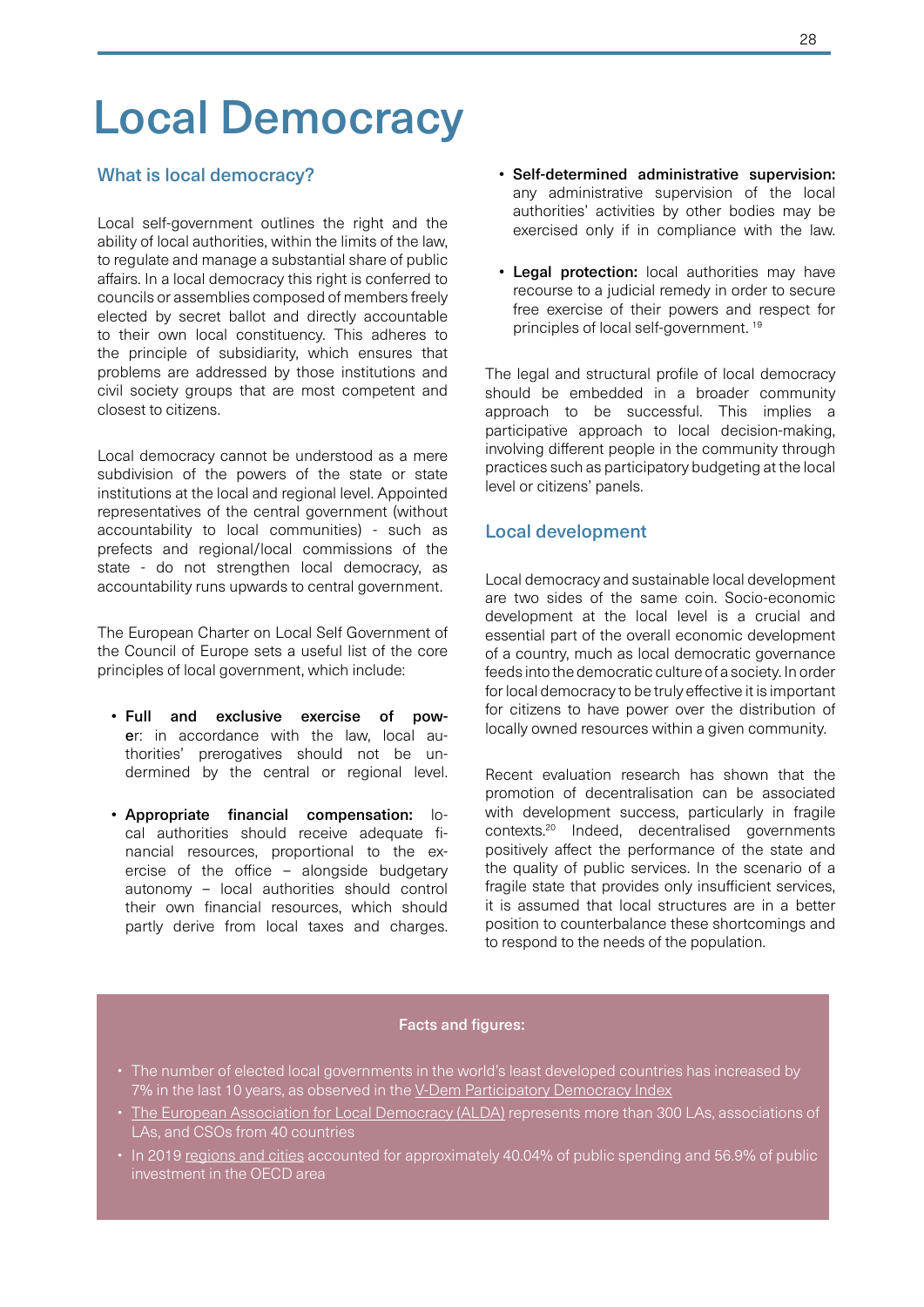# Local Democracy

## What is local democracy?

Local self-government outlines the right and the ability of local authorities, within the limits of the law, to regulate and manage a substantial share of public affairs. In a local democracy this right is conferred to councils or assemblies composed of members freely elected by secret ballot and directly accountable to their own local constituency. This adheres to the principle of subsidiarity, which ensures that problems are addressed by those institutions and civil society groups that are most competent and closest to citizens.

Local democracy cannot be understood as a mere subdivision of the powers of the state or state institutions at the local and regional level. Appointed representatives of the central government (without accountability to local communities) - such as prefects and regional/local commissions of the state - do not strengthen local democracy, as accountability runs upwards to central government.

The European Charter on Local Self Government of the Council of Europe sets a useful list of the core principles of local government, which include:

- **Full and exclusive exercise of power**: in accordance with the law, local authorities' prerogatives should not be undermined by the central or regional level.
- **Appropriate financial compensation:** local authorities should receive adequate financial resources, proportional to the exercise of the office – alongside budgetary autonomy – local authorities should control their own financial resources, which should partly derive from local taxes and charges.
- **Self-determined administrative supervision:** any administrative supervision of the local authorities' activities by other bodies may be exercised only if in compliance with the law.
- **Legal protection:** local authorities may have recourse to a judicial remedy in order to secure free exercise of their powers and respect for principles of local self-government. [19]

The legal and structural profile of local democracy should be embedded in a broader community approach to be successful. This implies a participative approach to local decision-making, involving different people in the community through practices such as participatory budgeting at the local level or citizens' panels.

## Local development

Local democracy and sustainable local development are two sides of the same coin. Socio-economic development at the local level is a crucial and essential part of the overall economic development of a country, much as local democratic governance feeds into the democratic culture of a society. In order for local democracy to be truly effective it is important for citizens to have power over the distribution of locally owned resources within a given community.

Recent evaluation research has shown that the promotion of decentralisation can be associated with development success, particularly in fragile contexts.[20] Indeed, decentralised governments positively affect the performance of the state and the quality of public services. In the scenario of a fragile state that provides only insufficient services, it is assumed that local structures are in a better position to counterbalance these shortcomings and to respond to the needs of the population.

**Facts and figures:**

- The number of elected local governments in the world's least developed countries has increased by 7% in the last 10 years, as observed in the V-Dem Participatory Democracy Index
- The European Association for Local Democracy (ALDA) represents more than 300 LAs, associations of LAs, and CSOs from 40 countries
- In 2019 regions and cities accounted for approximately 40.04% of public spending and 56.9% of public investment in the OECD area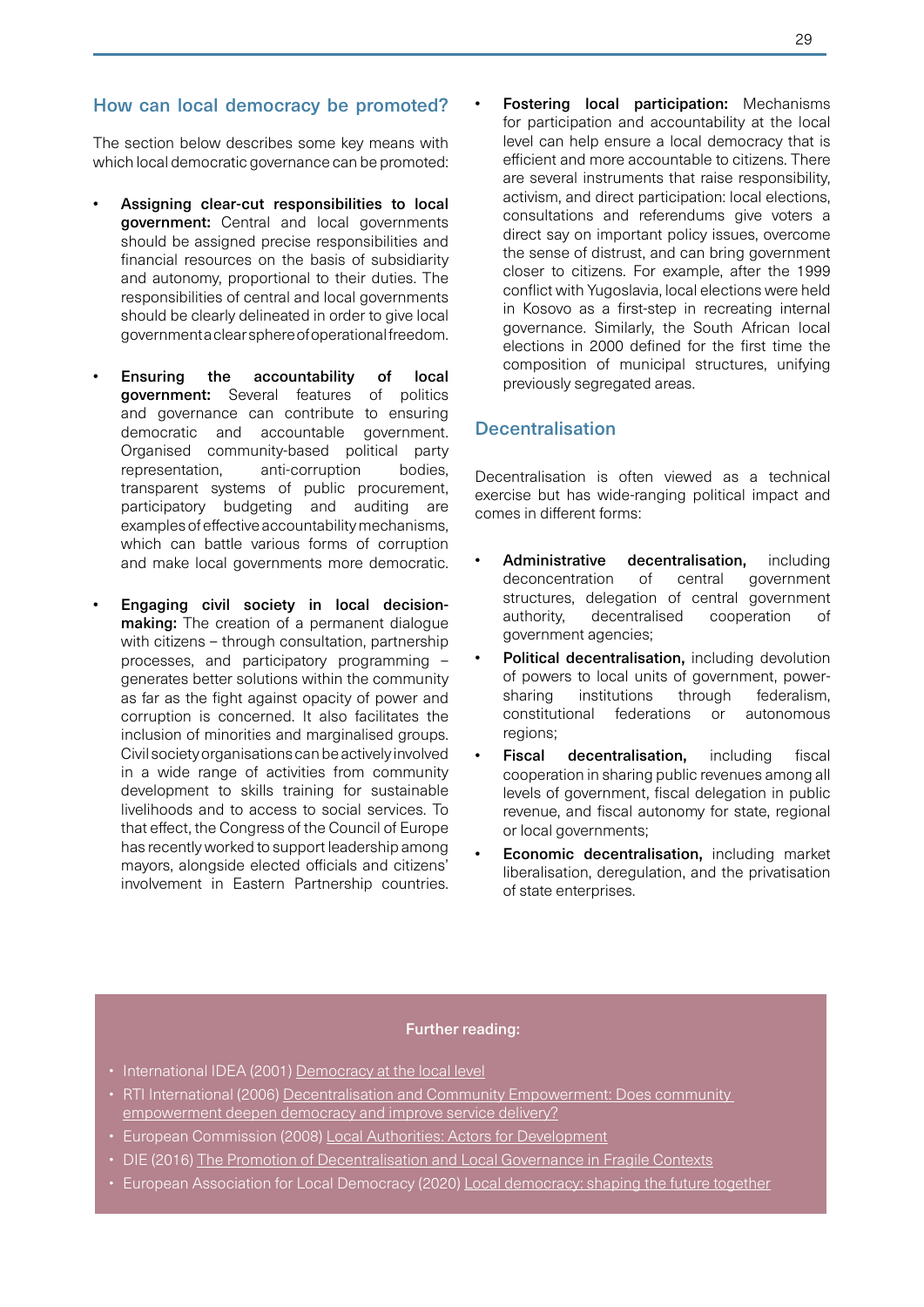## How can local democracy be promoted?

The section below describes some key means with which local democratic governance can be promoted:

- **Assigning clear-cut responsibilities to local government:** Central and local governments should be assigned precise responsibilities and financial resources on the basis of subsidiarity and autonomy, proportional to their duties. The responsibilities of central and local governments should be clearly delineated in order to give local government a clear sphere of operational freedom.
- **Ensuring the accountability of local government:** Several features of politics and governance can contribute to ensuring democratic and accountable government. Organised community-based political party representation, anti-corruption bodies, transparent systems of public procurement, participatory budgeting and auditing are examples of effective accountability mechanisms, which can battle various forms of corruption and make local governments more democratic.
- **Engaging civil society in local decision-making:** The creation of a permanent dialogue with citizens – through consultation, partnership processes, and participatory programming – generates better solutions within the community as far as the fight against opacity of power and corruption is concerned. It also facilitates the inclusion of minorities and marginalised groups. Civil society organisations can be actively involved in a wide range of activities from community development to skills training for sustainable livelihoods and to access to social services. To that effect, the Congress of the Council of Europe has recently worked to support leadership among mayors, alongside elected officials and citizens' involvement in Eastern Partnership countries.
- **Fostering local participation:** Mechanisms for participation and accountability at the local level can help ensure a local democracy that is efficient and more accountable to citizens. There are several instruments that raise responsibility, activism, and direct participation: local elections, consultations and referendums give voters a direct say on important policy issues, overcome the sense of distrust, and can bring government closer to citizens. For example, after the 1999 conflict with Yugoslavia, local elections were held in Kosovo as a first-step in recreating internal governance. Similarly, the South African local elections in 2000 defined for the first time the composition of municipal structures, unifying previously segregated areas.

## Decentralisation

Decentralisation is often viewed as a technical exercise but has wide-ranging political impact and comes in different forms:

- **Administrative decentralisation,** including deconcentration of central government structures, delegation of central government authority, decentralised cooperation of government agencies;
- **Political decentralisation,** including devolution of powers to local units of government, power-sharing institutions through federalism, constitutional federations or autonomous regions;
- **Fiscal decentralisation,** including fiscal cooperation in sharing public revenues among all levels of government, fiscal delegation in public revenue, and fiscal autonomy for state, regional or local governments;
- **Economic decentralisation,** including market liberalisation, deregulation, and the privatisation of state enterprises.

**Further reading:**

- International IDEA (2001) Democracy at the local level
- RTI International (2006) Decentralisation and Community Empowerment: Does community empowerment deepen democracy and improve service delivery?
- European Commission (2008) Local Authorities: Actors for Development
- DIE (2016) The Promotion of Decentralisation and Local Governance in Fragile Contexts
- European Association for Local Democracy (2020) Local democracy: shaping the future together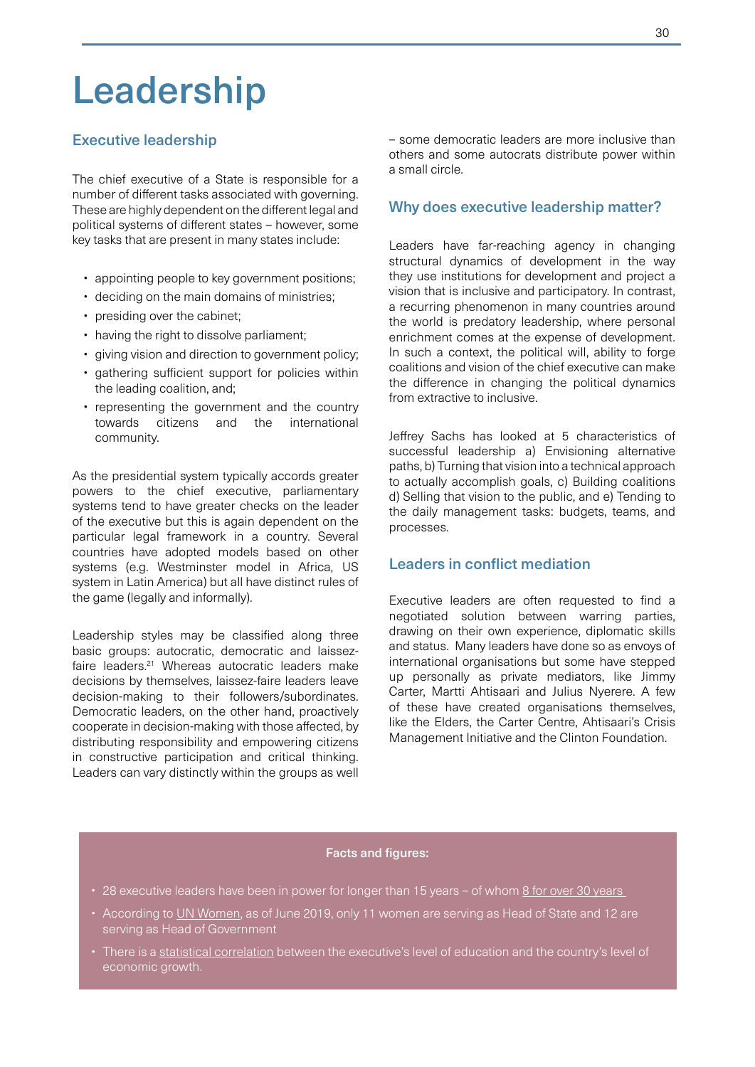# Leadership

## Executive leadership

The chief executive of a State is responsible for a number of different tasks associated with governing. These are highly dependent on the different legal and political systems of different states – however, some key tasks that are present in many states include:

- appointing people to key government positions;
- deciding on the main domains of ministries;
- presiding over the cabinet;
- having the right to dissolve parliament;
- giving vision and direction to government policy;
- gathering sufficient support for policies within the leading coalition, and;
- representing the government and the country towards citizens and the international community.

As the presidential system typically accords greater powers to the chief executive, parliamentary systems tend to have greater checks on the leader of the executive but this is again dependent on the particular legal framework in a country. Several countries have adopted models based on other systems (e.g. Westminster model in Africa, US system in Latin America) but all have distinct rules of the game (legally and informally).

Leadership styles may be classified along three basic groups: autocratic, democratic and laissez-faire leaders.[21] Whereas autocratic leaders make decisions by themselves, laissez-faire leaders leave decision-making to their followers/subordinates. Democratic leaders, on the other hand, proactively cooperate in decision-making with those affected, by distributing responsibility and empowering citizens in constructive participation and critical thinking. Leaders can vary distinctly within the groups as well – some democratic leaders are more inclusive than others and some autocrats distribute power within a small circle.

## Why does executive leadership matter?

Leaders have far-reaching agency in changing structural dynamics of development in the way they use institutions for development and project a vision that is inclusive and participatory. In contrast, a recurring phenomenon in many countries around the world is predatory leadership, where personal enrichment comes at the expense of development. In such a context, the political will, ability to forge coalitions and vision of the chief executive can make the difference in changing the political dynamics from extractive to inclusive.

Jeffrey Sachs has looked at 5 characteristics of successful leadership a) Envisioning alternative paths, b) Turning that vision into a technical approach to actually accomplish goals, c) Building coalitions d) Selling that vision to the public, and e) Tending to the daily management tasks: budgets, teams, and processes.

## Leaders in conflict mediation

Executive leaders are often requested to find a negotiated solution between warring parties, drawing on their own experience, diplomatic skills and status. Many leaders have done so as envoys of international organisations but some have stepped up personally as private mediators, like Jimmy Carter, Martti Ahtisaari and Julius Nyerere. A few of these have created organisations themselves, like the Elders, the Carter Centre, Ahtisaari's Crisis Management Initiative and the Clinton Foundation.

**Facts and figures:**

- 28 executive leaders have been in power for longer than 15 years – of whom 8 for over 30 years
- According to UN Women, as of June 2019, only 11 women are serving as Head of State and 12 are serving as Head of Government
- There is a statistical correlation between the executive's level of education and the country's level of economic growth.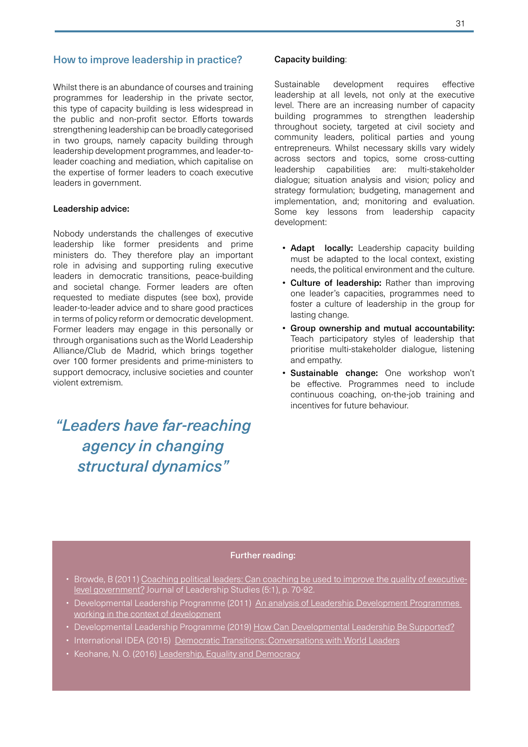## How to improve leadership in practice?

Whilst there is an abundance of courses and training programmes for leadership in the private sector, this type of capacity building is less widespread in the public and non-profit sector. Efforts towards strengthening leadership can be broadly categorised in two groups, namely capacity building through leadership development programmes, and leader-to-leader coaching and mediation, which capitalise on the expertise of former leaders to coach executive leaders in government.

**Leadership advice:**

Nobody understands the challenges of executive leadership like former presidents and prime ministers do. They therefore play an important role in advising and supporting ruling executive leaders in democratic transitions, peace-building and societal change. Former leaders are often requested to mediate disputes (see box), provide leader-to-leader advice and to share good practices in terms of policy reform or democratic development. Former leaders may engage in this personally or through organisations such as the World Leadership Alliance/Club de Madrid, which brings together over 100 former presidents and prime-ministers to support democracy, inclusive societies and counter violent extremism.

> *"Leaders have far-reaching agency in changing structural dynamics"*

**Capacity building**:

Sustainable development requires effective leadership at all levels, not only at the executive level. There are an increasing number of capacity building programmes to strengthen leadership throughout society, targeted at civil society and community leaders, political parties and young entrepreneurs. Whilst necessary skills vary widely across sectors and topics, some cross-cutting leadership capabilities are: multi-stakeholder dialogue; situation analysis and vision; policy and strategy formulation; budgeting, management and implementation, and; monitoring and evaluation. Some key lessons from leadership capacity development:

- **Adapt locally:** Leadership capacity building must be adapted to the local context, existing needs, the political environment and the culture.
- **Culture of leadership:** Rather than improving one leader's capacities, programmes need to foster a culture of leadership in the group for lasting change.
- **Group ownership and mutual accountability:** Teach participatory styles of leadership that prioritise multi-stakeholder dialogue, listening and empathy.
- **Sustainable change:** One workshop won't be effective. Programmes need to include continuous coaching, on-the-job training and incentives for future behaviour.

**Further reading:**

- Browde, B (2011) Coaching political leaders: Can coaching be used to improve the quality of executive-level government? Journal of Leadership Studies (5:1), p. 70-92.
- Developmental Leadership Programme (2011) An analysis of Leadership Development Programmes working in the context of development
- Developmental Leadership Programme (2019) How Can Developmental Leadership Be Supported?
- International IDEA (2015) Democratic Transitions: Conversations with World Leaders
- Keohane, N. O. (2016) Leadership, Equality and Democracy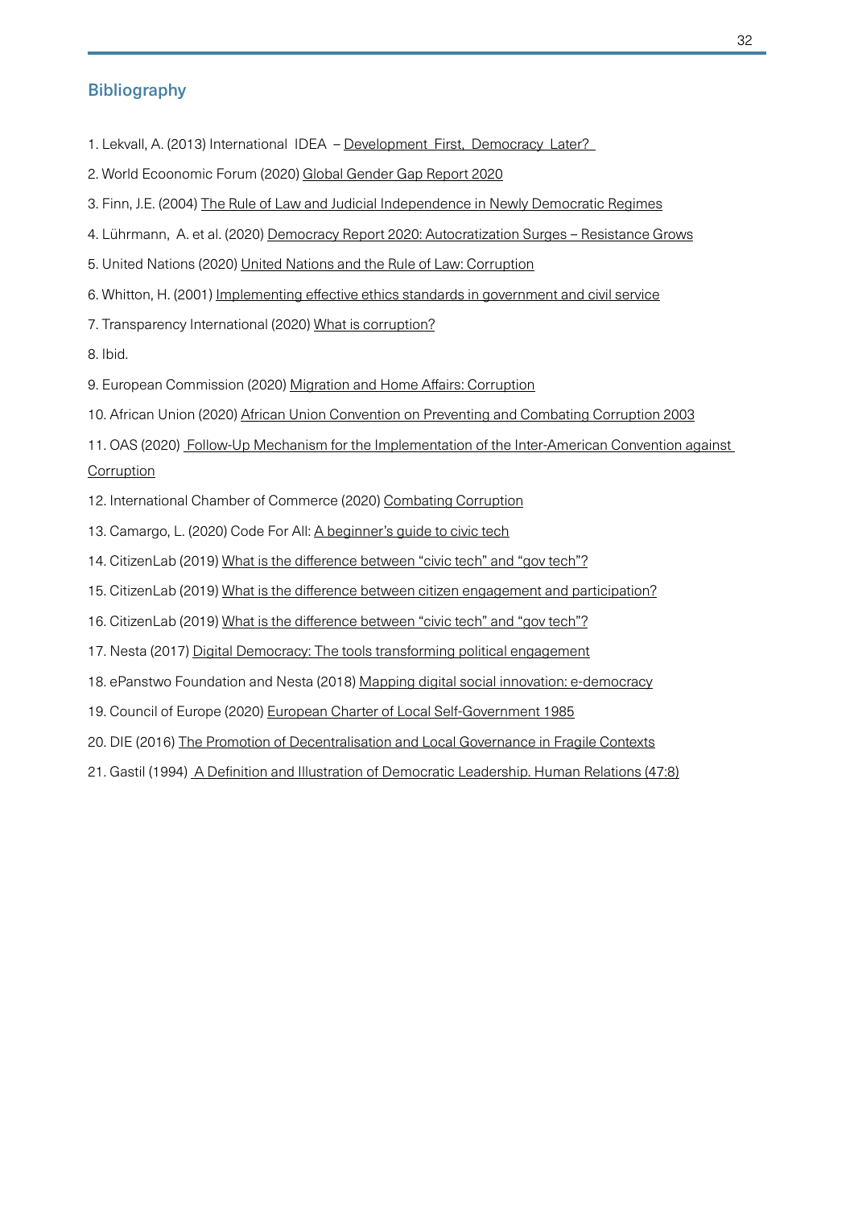## Bibliography

1. Lekvall, A. (2013) International IDEA – Development First, Democracy Later?

2. World Ecoonomic Forum (2020) Global Gender Gap Report 2020

3. Finn, J.E. (2004) The Rule of Law and Judicial Independence in Newly Democratic Regimes

4. Lührmann, A. et al. (2020) Democracy Report 2020: Autocratization Surges – Resistance Grows

5. United Nations (2020) United Nations and the Rule of Law: Corruption

6. Whitton, H. (2001) Implementing effective ethics standards in government and civil service

7. Transparency International (2020) What is corruption?

8. Ibid.

9. European Commission (2020) Migration and Home Affairs: Corruption

10. African Union (2020) African Union Convention on Preventing and Combating Corruption 2003

11. OAS (2020) Follow-Up Mechanism for the Implementation of the Inter-American Convention against Corruption

12. International Chamber of Commerce (2020) Combating Corruption

13. Camargo, L. (2020) Code For All: A beginner's guide to civic tech

14. CitizenLab (2019) What is the difference between "civic tech" and "gov tech"?

15. CitizenLab (2019) What is the difference between citizen engagement and participation?

16. CitizenLab (2019) What is the difference between "civic tech" and "gov tech"?

17. Nesta (2017) Digital Democracy: The tools transforming political engagement

18. ePanstwo Foundation and Nesta (2018) Mapping digital social innovation: e-democracy

19. Council of Europe (2020) European Charter of Local Self-Government 1985

20. DIE (2016) The Promotion of Decentralisation and Local Governance in Fragile Contexts

21. Gastil (1994) A Definition and Illustration of Democratic Leadership. Human Relations (47:8)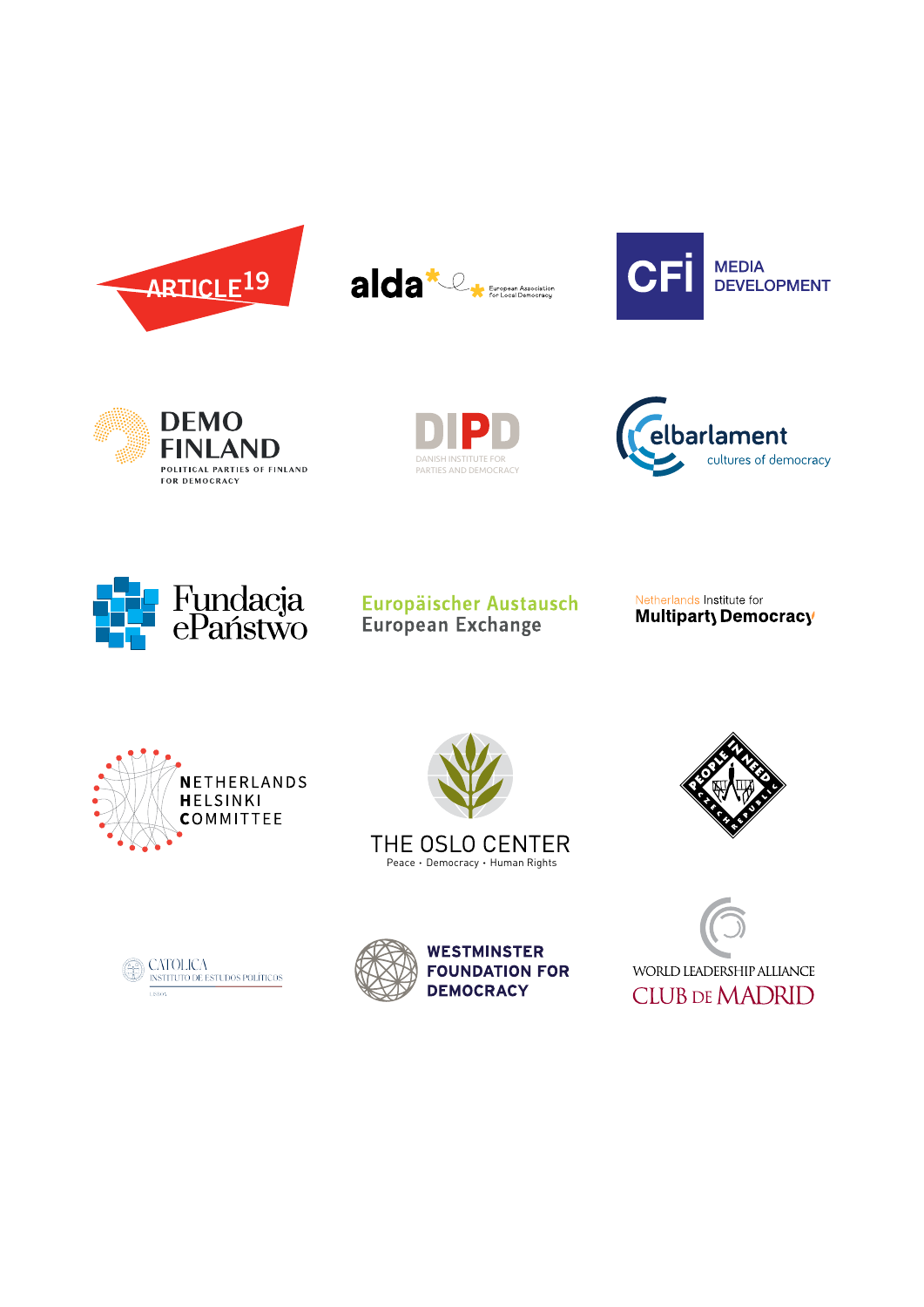ARTICLE 19

alda European Association for Local Democracy

CFI MEDIA DEVELOPMENT

DEMO FINLAND
POLITICAL PARTIES OF FINLAND FOR DEMOCRACY

DIPD
DANISH INSTITUTE FOR PARTIES AND DEMOCRACY

elbarlament
cultures of democracy

Fundacja ePaństwo

Europäischer Austausch
European Exchange

Netherlands Institute for
Multiparty Democracy

NETHERLANDS
HELSINKI
COMMITTEE

THE OSLO CENTER
Peace • Democracy • Human Rights

PEOPLE IN NEED CZECH REPUBLIC

CATÓLICA
INSTITUTO DE ESTUDOS POLÍTICOS

WESTMINSTER FOUNDATION FOR DEMOCRACY

WORLD LEADERSHIP ALLIANCE
CLUB DE MADRID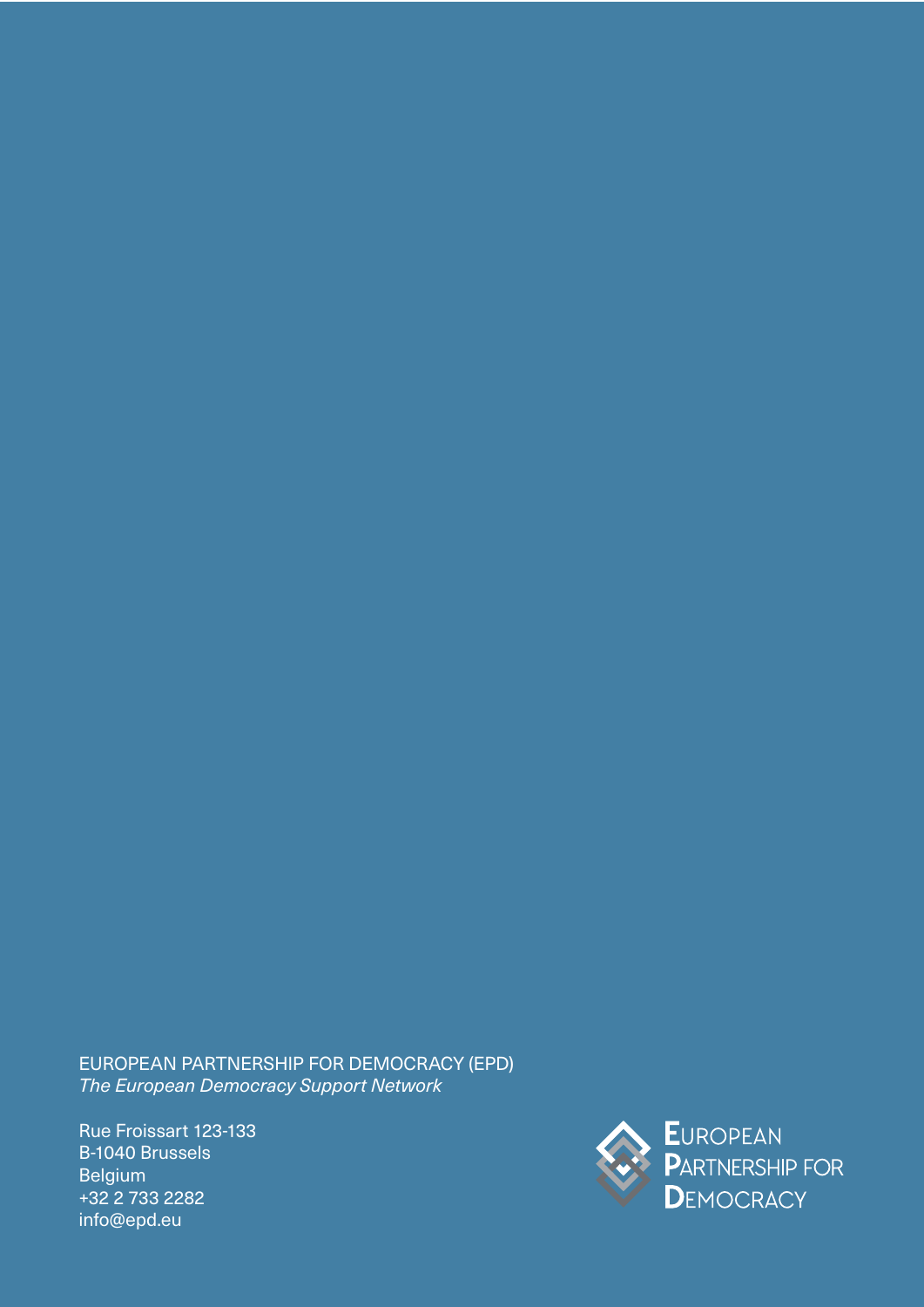EUROPEAN PARTNERSHIP FOR DEMOCRACY (EPD)
*The European Democracy Support Network*

Rue Froissart 123-133
B-1040 Brussels
Belgium
+32 2 733 2282
info@epd.eu

EUROPEAN PARTNERSHIP FOR DEMOCRACY